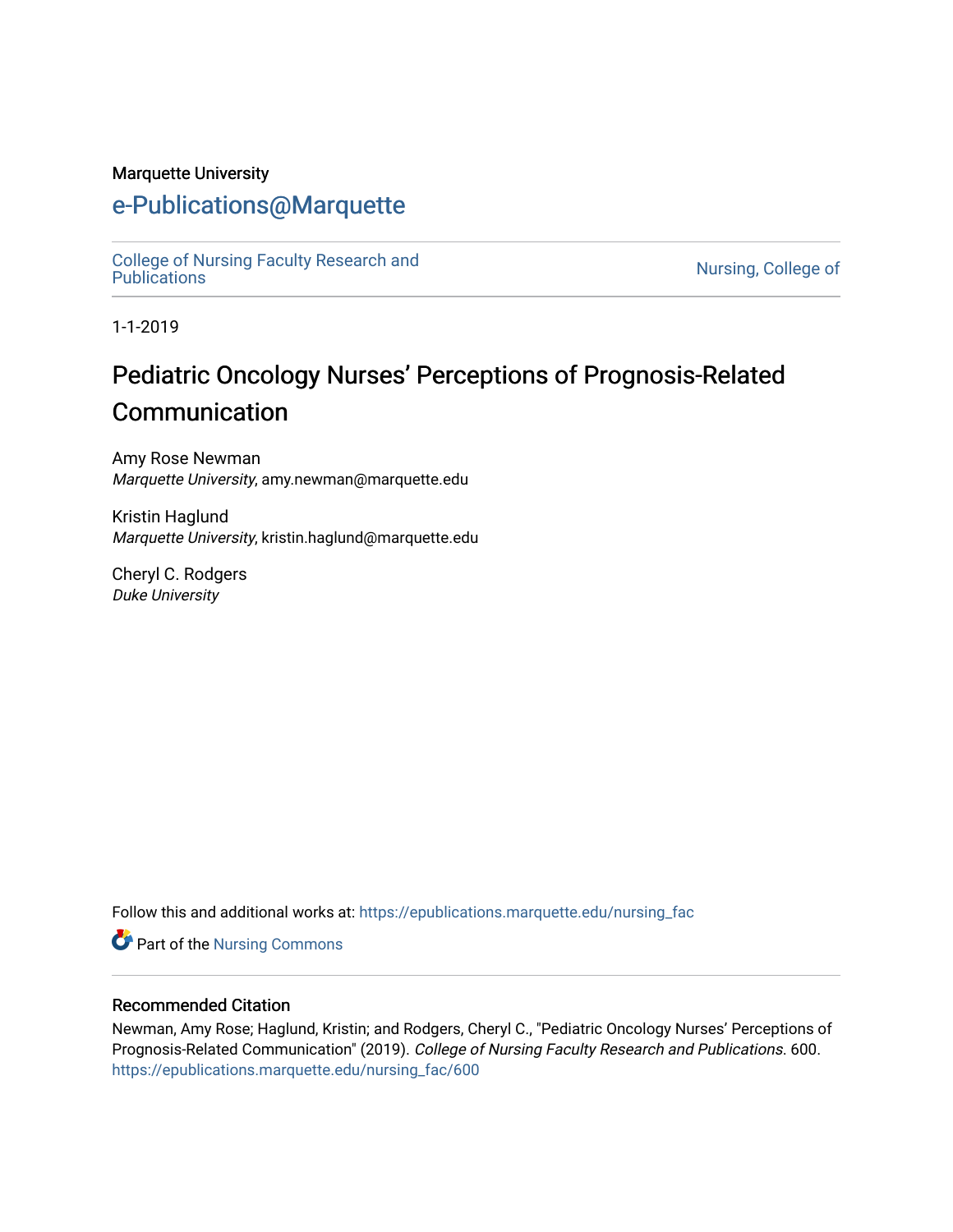Marquette University

# e-Publications@Marquette

College of Nursing Faculty Research and Publications

Nursing, College of

1-1-2019

# Pediatric Oncology Nurses' Perceptions of Prognosis-Related Communication

Amy Rose Newman
*Marquette University*, amy.newman@marquette.edu

Kristin Haglund
*Marquette University*, kristin.haglund@marquette.edu

Cheryl C. Rodgers
*Duke University*

Follow this and additional works at: https://epublications.marquette.edu/nursing_fac

Part of the Nursing Commons

## Recommended Citation

Newman, Amy Rose; Haglund, Kristin; and Rodgers, Cheryl C., "Pediatric Oncology Nurses' Perceptions of Prognosis-Related Communication" (2019). *College of Nursing Faculty Research and Publications*. 600.
https://epublications.marquette.edu/nursing_fac/600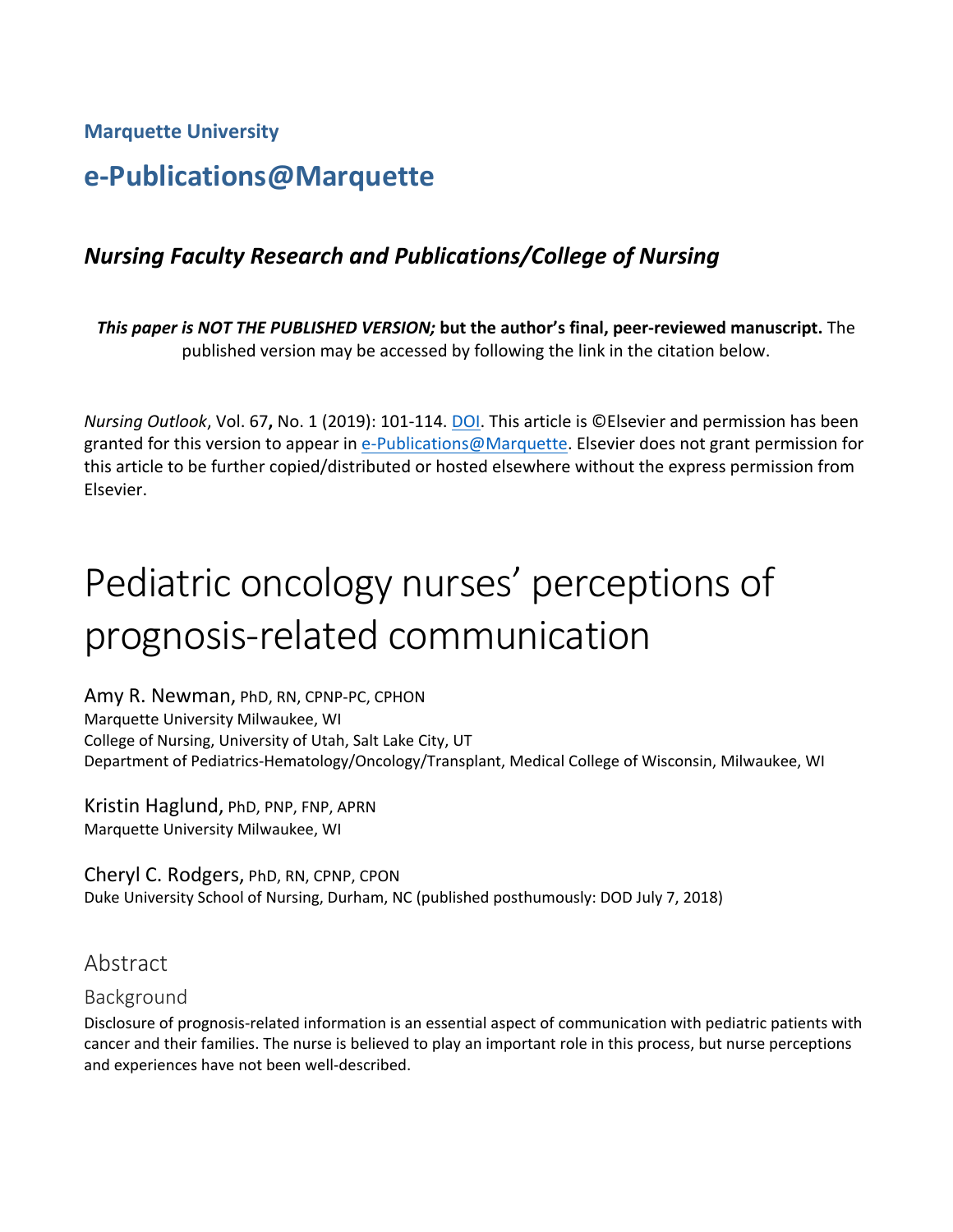Marquette University

# e-Publications@Marquette

## *Nursing Faculty Research and Publications/College of Nursing*

***This paper is NOT THE PUBLISHED VERSION;* but the author's final, peer-reviewed manuscript.** The published version may be accessed by following the link in the citation below.

*Nursing Outlook*, Vol. 67**,** No. 1 (2019): 101-114. DOI. This article is ©Elsevier and permission has been granted for this version to appear in e-Publications@Marquette. Elsevier does not grant permission for this article to be further copied/distributed or hosted elsewhere without the express permission from Elsevier.

# Pediatric oncology nurses' perceptions of prognosis-related communication

Amy R. Newman, PhD, RN, CPNP-PC, CPHON
Marquette University Milwaukee, WI
College of Nursing, University of Utah, Salt Lake City, UT
Department of Pediatrics-Hematology/Oncology/Transplant, Medical College of Wisconsin, Milwaukee, WI

Kristin Haglund, PhD, PNP, FNP, APRN
Marquette University Milwaukee, WI

Cheryl C. Rodgers, PhD, RN, CPNP, CPON
Duke University School of Nursing, Durham, NC (published posthumously: DOD July 7, 2018)

## Abstract

### Background

Disclosure of prognosis-related information is an essential aspect of communication with pediatric patients with cancer and their families. The nurse is believed to play an important role in this process, but nurse perceptions and experiences have not been well-described.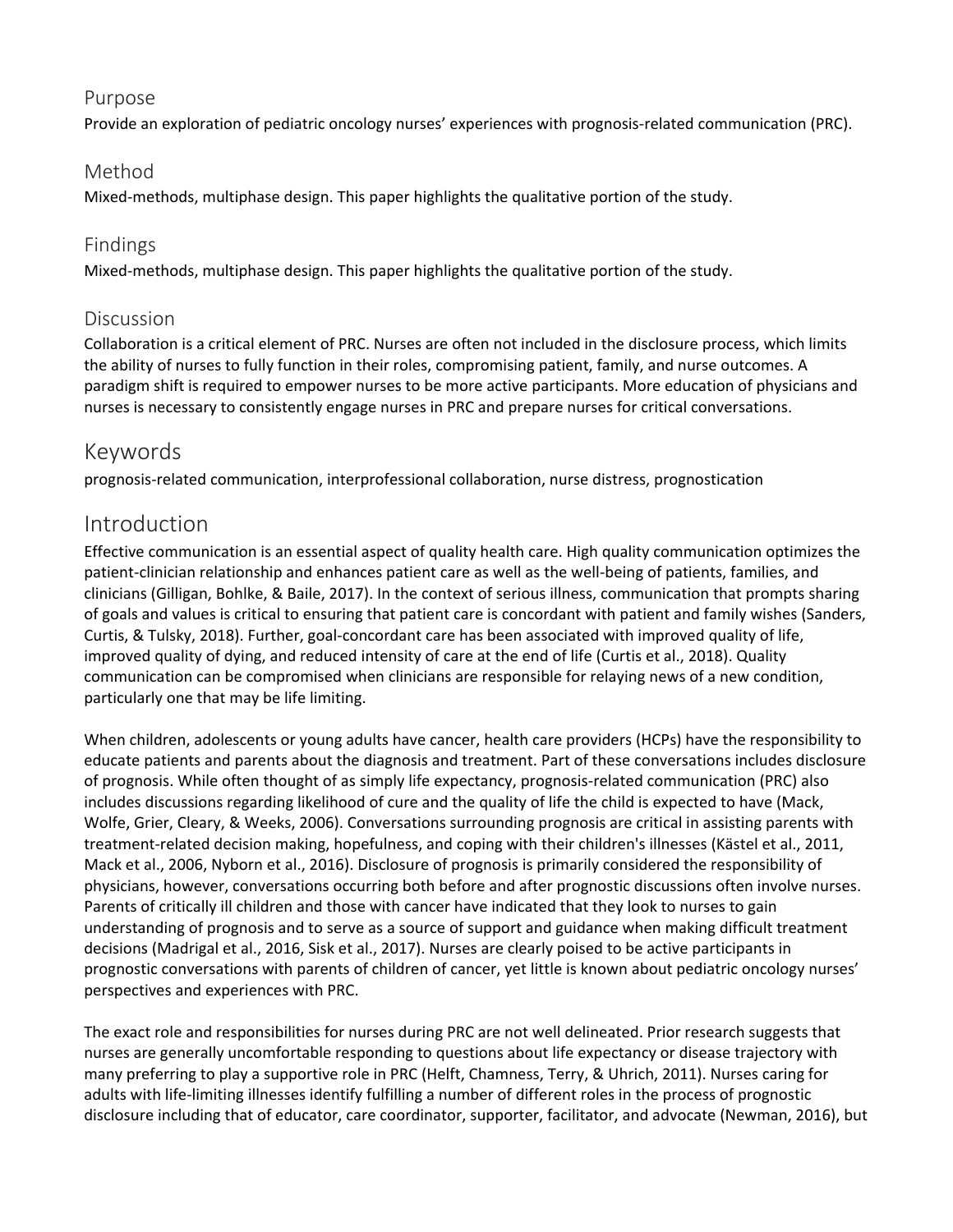## Purpose

Provide an exploration of pediatric oncology nurses' experiences with prognosis-related communication (PRC).

## Method

Mixed-methods, multiphase design. This paper highlights the qualitative portion of the study.

## Findings

Mixed-methods, multiphase design. This paper highlights the qualitative portion of the study.

## Discussion

Collaboration is a critical element of PRC. Nurses are often not included in the disclosure process, which limits the ability of nurses to fully function in their roles, compromising patient, family, and nurse outcomes. A paradigm shift is required to empower nurses to be more active participants. More education of physicians and nurses is necessary to consistently engage nurses in PRC and prepare nurses for critical conversations.

# Keywords

prognosis-related communication, interprofessional collaboration, nurse distress, prognostication

# Introduction

Effective communication is an essential aspect of quality health care. High quality communication optimizes the patient-clinician relationship and enhances patient care as well as the well-being of patients, families, and clinicians (Gilligan, Bohlke, & Baile, 2017). In the context of serious illness, communication that prompts sharing of goals and values is critical to ensuring that patient care is concordant with patient and family wishes (Sanders, Curtis, & Tulsky, 2018). Further, goal-concordant care has been associated with improved quality of life, improved quality of dying, and reduced intensity of care at the end of life (Curtis et al., 2018). Quality communication can be compromised when clinicians are responsible for relaying news of a new condition, particularly one that may be life limiting.

When children, adolescents or young adults have cancer, health care providers (HCPs) have the responsibility to educate patients and parents about the diagnosis and treatment. Part of these conversations includes disclosure of prognosis. While often thought of as simply life expectancy, prognosis-related communication (PRC) also includes discussions regarding likelihood of cure and the quality of life the child is expected to have (Mack, Wolfe, Grier, Cleary, & Weeks, 2006). Conversations surrounding prognosis are critical in assisting parents with treatment-related decision making, hopefulness, and coping with their children's illnesses (Kästel et al., 2011, Mack et al., 2006, Nyborn et al., 2016). Disclosure of prognosis is primarily considered the responsibility of physicians, however, conversations occurring both before and after prognostic discussions often involve nurses. Parents of critically ill children and those with cancer have indicated that they look to nurses to gain understanding of prognosis and to serve as a source of support and guidance when making difficult treatment decisions (Madrigal et al., 2016, Sisk et al., 2017). Nurses are clearly poised to be active participants in prognostic conversations with parents of children of cancer, yet little is known about pediatric oncology nurses' perspectives and experiences with PRC.

The exact role and responsibilities for nurses during PRC are not well delineated. Prior research suggests that nurses are generally uncomfortable responding to questions about life expectancy or disease trajectory with many preferring to play a supportive role in PRC (Helft, Chamness, Terry, & Uhrich, 2011). Nurses caring for adults with life-limiting illnesses identify fulfilling a number of different roles in the process of prognostic disclosure including that of educator, care coordinator, supporter, facilitator, and advocate (Newman, 2016), but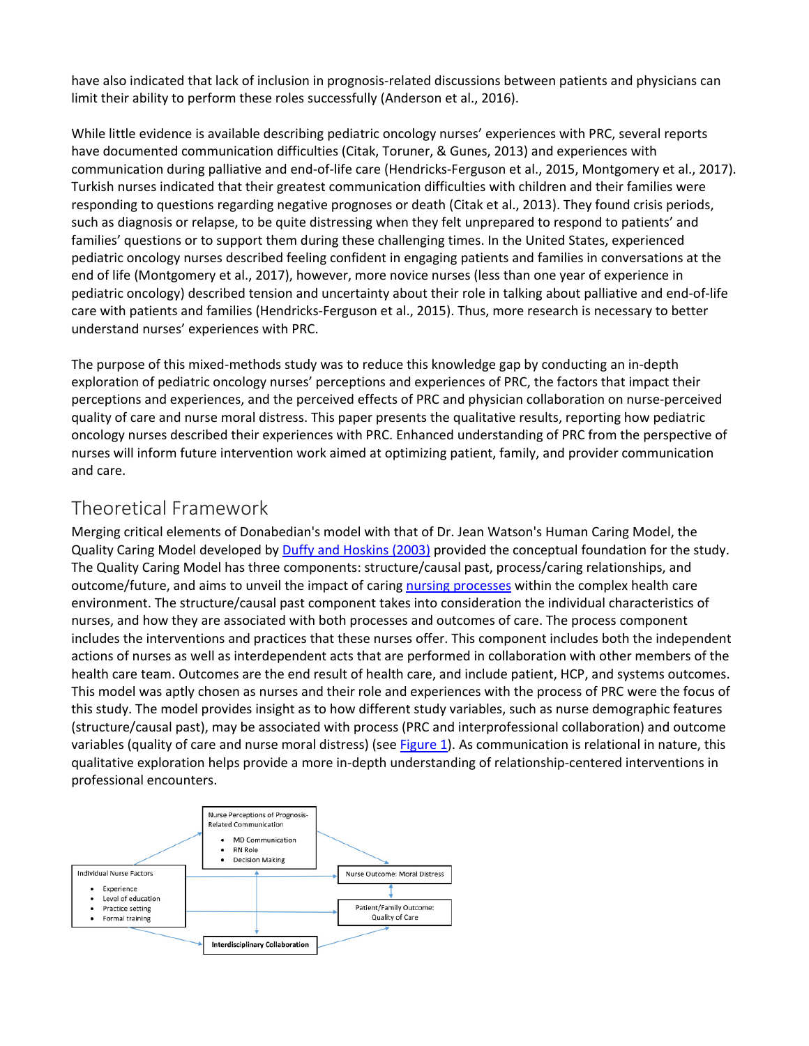have also indicated that lack of inclusion in prognosis-related discussions between patients and physicians can limit their ability to perform these roles successfully (Anderson et al., 2016).

While little evidence is available describing pediatric oncology nurses' experiences with PRC, several reports have documented communication difficulties (Citak, Toruner, & Gunes, 2013) and experiences with communication during palliative and end-of-life care (Hendricks-Ferguson et al., 2015, Montgomery et al., 2017). Turkish nurses indicated that their greatest communication difficulties with children and their families were responding to questions regarding negative prognoses or death (Citak et al., 2013). They found crisis periods, such as diagnosis or relapse, to be quite distressing when they felt unprepared to respond to patients' and families' questions or to support them during these challenging times. In the United States, experienced pediatric oncology nurses described feeling confident in engaging patients and families in conversations at the end of life (Montgomery et al., 2017), however, more novice nurses (less than one year of experience in pediatric oncology) described tension and uncertainty about their role in talking about palliative and end-of-life care with patients and families (Hendricks-Ferguson et al., 2015). Thus, more research is necessary to better understand nurses' experiences with PRC.

The purpose of this mixed-methods study was to reduce this knowledge gap by conducting an in-depth exploration of pediatric oncology nurses' perceptions and experiences of PRC, the factors that impact their perceptions and experiences, and the perceived effects of PRC and physician collaboration on nurse-perceived quality of care and nurse moral distress. This paper presents the qualitative results, reporting how pediatric oncology nurses described their experiences with PRC. Enhanced understanding of PRC from the perspective of nurses will inform future intervention work aimed at optimizing patient, family, and provider communication and care.

## Theoretical Framework

Merging critical elements of Donabedian's model with that of Dr. Jean Watson's Human Caring Model, the Quality Caring Model developed by Duffy and Hoskins (2003) provided the conceptual foundation for the study. The Quality Caring Model has three components: structure/causal past, process/caring relationships, and outcome/future, and aims to unveil the impact of caring nursing processes within the complex health care environment. The structure/causal past component takes into consideration the individual characteristics of nurses, and how they are associated with both processes and outcomes of care. The process component includes the interventions and practices that these nurses offer. This component includes both the independent actions of nurses as well as interdependent acts that are performed in collaboration with other members of the health care team. Outcomes are the end result of health care, and include patient, HCP, and systems outcomes. This model was aptly chosen as nurses and their role and experiences with the process of PRC were the focus of this study. The model provides insight as to how different study variables, such as nurse demographic features (structure/causal past), may be associated with process (PRC and interprofessional collaboration) and outcome variables (quality of care and nurse moral distress) (see Figure 1). As communication is relational in nature, this qualitative exploration helps provide a more in-depth understanding of relationship-centered interventions in professional encounters.

Nurse Perceptions of Prognosis-Related Communication
- MD Communication
- RN Role
- Decision Making

Individual Nurse Factors
- Experience
- Level of education
- Practice setting
- Formal training

Nurse Outcome: Moral Distress

Patient/Family Outcome: Quality of Care

**Interdisciplinary Collaboration**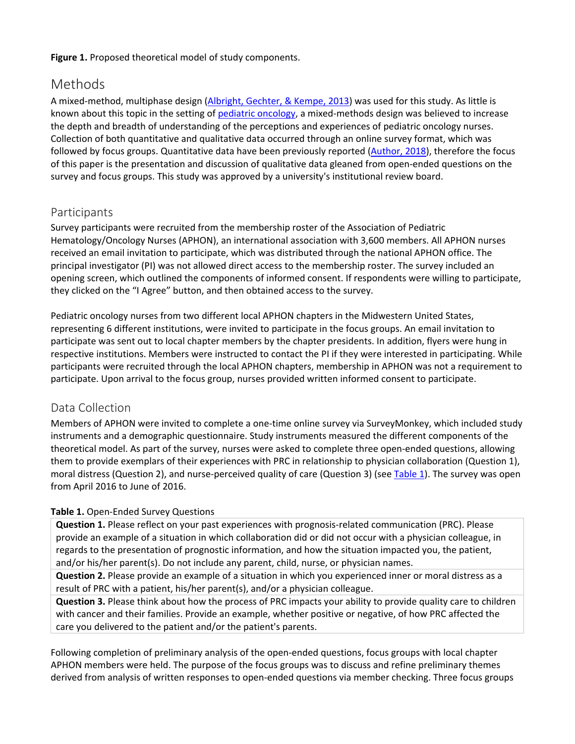**Figure 1.** Proposed theoretical model of study components.

## Methods

A mixed-method, multiphase design (Albright, Gechter, & Kempe, 2013) was used for this study. As little is known about this topic in the setting of pediatric oncology, a mixed-methods design was believed to increase the depth and breadth of understanding of the perceptions and experiences of pediatric oncology nurses. Collection of both quantitative and qualitative data occurred through an online survey format, which was followed by focus groups. Quantitative data have been previously reported (Author, 2018), therefore the focus of this paper is the presentation and discussion of qualitative data gleaned from open-ended questions on the survey and focus groups. This study was approved by a university's institutional review board.

### Participants

Survey participants were recruited from the membership roster of the Association of Pediatric Hematology/Oncology Nurses (APHON), an international association with 3,600 members. All APHON nurses received an email invitation to participate, which was distributed through the national APHON office. The principal investigator (PI) was not allowed direct access to the membership roster. The survey included an opening screen, which outlined the components of informed consent. If respondents were willing to participate, they clicked on the "I Agree" button, and then obtained access to the survey.

Pediatric oncology nurses from two different local APHON chapters in the Midwestern United States, representing 6 different institutions, were invited to participate in the focus groups. An email invitation to participate was sent out to local chapter members by the chapter presidents. In addition, flyers were hung in respective institutions. Members were instructed to contact the PI if they were interested in participating. While participants were recruited through the local APHON chapters, membership in APHON was not a requirement to participate. Upon arrival to the focus group, nurses provided written informed consent to participate.

### Data Collection

Members of APHON were invited to complete a one-time online survey via SurveyMonkey, which included study instruments and a demographic questionnaire. Study instruments measured the different components of the theoretical model. As part of the survey, nurses were asked to complete three open-ended questions, allowing them to provide exemplars of their experiences with PRC in relationship to physician collaboration (Question 1), moral distress (Question 2), and nurse-perceived quality of care (Question 3) (see Table 1). The survey was open from April 2016 to June of 2016.

**Table 1.** Open-Ended Survey Questions

| |
|---|
| **Question 1.** Please reflect on your past experiences with prognosis-related communication (PRC). Please provide an example of a situation in which collaboration did or did not occur with a physician colleague, in regards to the presentation of prognostic information, and how the situation impacted you, the patient, and/or his/her parent(s). Do not include any parent, child, nurse, or physician names. |
| **Question 2.** Please provide an example of a situation in which you experienced inner or moral distress as a result of PRC with a patient, his/her parent(s), and/or a physician colleague. |
| **Question 3.** Please think about how the process of PRC impacts your ability to provide quality care to children with cancer and their families. Provide an example, whether positive or negative, of how PRC affected the care you delivered to the patient and/or the patient's parents. |

Following completion of preliminary analysis of the open-ended questions, focus groups with local chapter APHON members were held. The purpose of the focus groups was to discuss and refine preliminary themes derived from analysis of written responses to open-ended questions via member checking. Three focus groups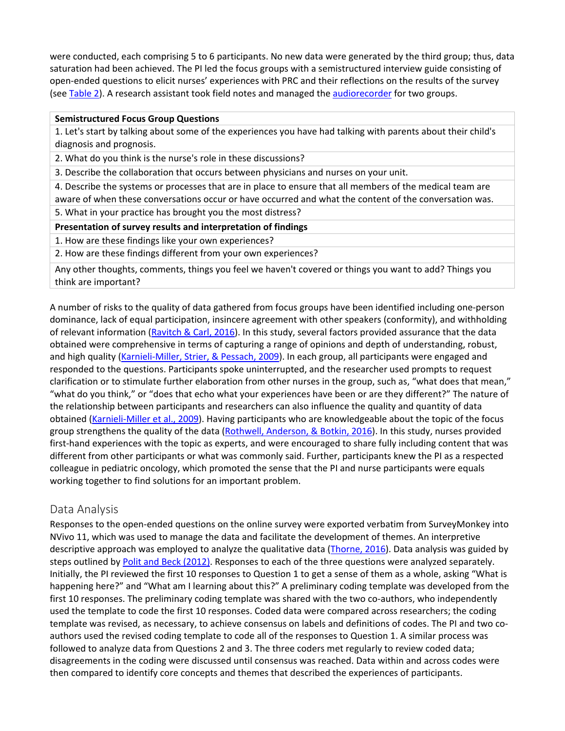were conducted, each comprising 5 to 6 participants. No new data were generated by the third group; thus, data saturation had been achieved. The PI led the focus groups with a semistructured interview guide consisting of open-ended questions to elicit nurses' experiences with PRC and their reflections on the results of the survey (see Table 2). A research assistant took field notes and managed the audiorecorder for two groups.

| **Semistructured Focus Group Questions** |
|---|
| 1. Let's start by talking about some of the experiences you have had talking with parents about their child's diagnosis and prognosis. |
| 2. What do you think is the nurse's role in these discussions? |
| 3. Describe the collaboration that occurs between physicians and nurses on your unit. |
| 4. Describe the systems or processes that are in place to ensure that all members of the medical team are aware of when these conversations occur or have occurred and what the content of the conversation was. |
| 5. What in your practice has brought you the most distress? |
| **Presentation of survey results and interpretation of findings** |
| 1. How are these findings like your own experiences? |
| 2. How are these findings different from your own experiences? |
| Any other thoughts, comments, things you feel we haven't covered or things you want to add? Things you think are important? |

A number of risks to the quality of data gathered from focus groups have been identified including one-person dominance, lack of equal participation, insincere agreement with other speakers (conformity), and withholding of relevant information (Ravitch & Carl, 2016). In this study, several factors provided assurance that the data obtained were comprehensive in terms of capturing a range of opinions and depth of understanding, robust, and high quality (Karnieli-Miller, Strier, & Pessach, 2009). In each group, all participants were engaged and responded to the questions. Participants spoke uninterrupted, and the researcher used prompts to request clarification or to stimulate further elaboration from other nurses in the group, such as, "what does that mean," "what do you think," or "does that echo what your experiences have been or are they different?" The nature of the relationship between participants and researchers can also influence the quality and quantity of data obtained (Karnieli-Miller et al., 2009). Having participants who are knowledgeable about the topic of the focus group strengthens the quality of the data (Rothwell, Anderson, & Botkin, 2016). In this study, nurses provided first-hand experiences with the topic as experts, and were encouraged to share fully including content that was different from other participants or what was commonly said. Further, participants knew the PI as a respected colleague in pediatric oncology, which promoted the sense that the PI and nurse participants were equals working together to find solutions for an important problem.

## Data Analysis

Responses to the open-ended questions on the online survey were exported verbatim from SurveyMonkey into NVivo 11, which was used to manage the data and facilitate the development of themes. An interpretive descriptive approach was employed to analyze the qualitative data (Thorne, 2016). Data analysis was guided by steps outlined by Polit and Beck (2012). Responses to each of the three questions were analyzed separately. Initially, the PI reviewed the first 10 responses to Question 1 to get a sense of them as a whole, asking "What is happening here?" and "What am I learning about this?" A preliminary coding template was developed from the first 10 responses. The preliminary coding template was shared with the two co-authors, who independently used the template to code the first 10 responses. Coded data were compared across researchers; the coding template was revised, as necessary, to achieve consensus on labels and definitions of codes. The PI and two co-authors used the revised coding template to code all of the responses to Question 1. A similar process was followed to analyze data from Questions 2 and 3. The three coders met regularly to review coded data; disagreements in the coding were discussed until consensus was reached. Data within and across codes were then compared to identify core concepts and themes that described the experiences of participants.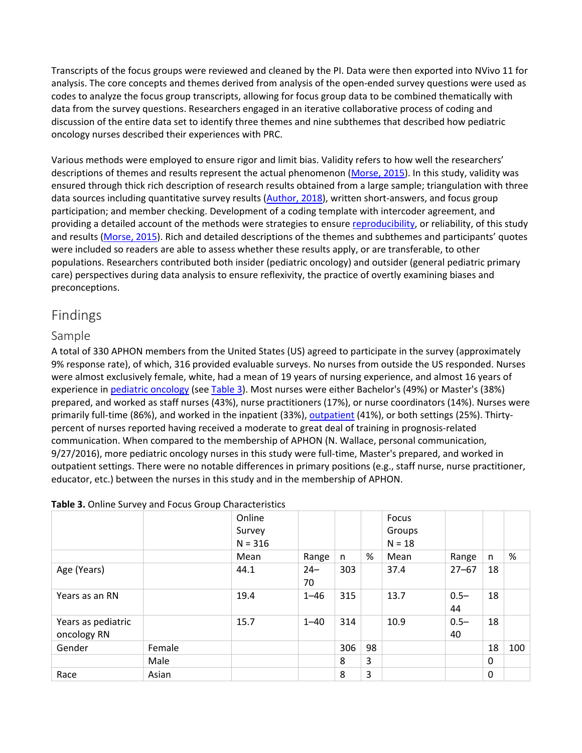Transcripts of the focus groups were reviewed and cleaned by the PI. Data were then exported into NVivo 11 for analysis. The core concepts and themes derived from analysis of the open-ended survey questions were used as codes to analyze the focus group transcripts, allowing for focus group data to be combined thematically with data from the survey questions. Researchers engaged in an iterative collaborative process of coding and discussion of the entire data set to identify three themes and nine subthemes that described how pediatric oncology nurses described their experiences with PRC.

Various methods were employed to ensure rigor and limit bias. Validity refers to how well the researchers' descriptions of themes and results represent the actual phenomenon (Morse, 2015). In this study, validity was ensured through thick rich description of research results obtained from a large sample; triangulation with three data sources including quantitative survey results (Author, 2018), written short-answers, and focus group participation; and member checking. Development of a coding template with intercoder agreement, and providing a detailed account of the methods were strategies to ensure reproducibility, or reliability, of this study and results (Morse, 2015). Rich and detailed descriptions of the themes and subthemes and participants' quotes were included so readers are able to assess whether these results apply, or are transferable, to other populations. Researchers contributed both insider (pediatric oncology) and outsider (general pediatric primary care) perspectives during data analysis to ensure reflexivity, the practice of overtly examining biases and preconceptions.

## Findings

### Sample

A total of 330 APHON members from the United States (US) agreed to participate in the survey (approximately 9% response rate), of which, 316 provided evaluable surveys. No nurses from outside the US responded. Nurses were almost exclusively female, white, had a mean of 19 years of nursing experience, and almost 16 years of experience in pediatric oncology (see Table 3). Most nurses were either Bachelor's (49%) or Master's (38%) prepared, and worked as staff nurses (43%), nurse practitioners (17%), or nurse coordinators (14%). Nurses were primarily full-time (86%), and worked in the inpatient (33%), outpatient (41%), or both settings (25%). Thirty-percent of nurses reported having received a moderate to great deal of training in prognosis-related communication. When compared to the membership of APHON (N. Wallace, personal communication, 9/27/2016), more pediatric oncology nurses in this study were full-time, Master's prepared, and worked in outpatient settings. There were no notable differences in primary positions (e.g., staff nurse, nurse practitioner, educator, etc.) between the nurses in this study and in the membership of APHON.

**Table 3.** Online Survey and Focus Group Characteristics

| | | Online Survey N = 316 | | | | Focus Groups N = 18 | | | |
|---|---|---|---|---|---|---|---|---|---|
| | | Mean | Range | n | % | Mean | Range | n | % |
| Age (Years) | | 44.1 | 24–70 | 303 | | 37.4 | 27–67 | 18 | |
| Years as an RN | | 19.4 | 1–46 | 315 | | 13.7 | 0.5–44 | 18 | |
| Years as pediatric oncology RN | | 15.7 | 1–40 | 314 | | 10.9 | 0.5–40 | 18 | |
| Gender | Female | | | 306 | 98 | | | 18 | 100 |
| | Male | | | 8 | 3 | | | 0 | |
| Race | Asian | | | 8 | 3 | | | 0 | |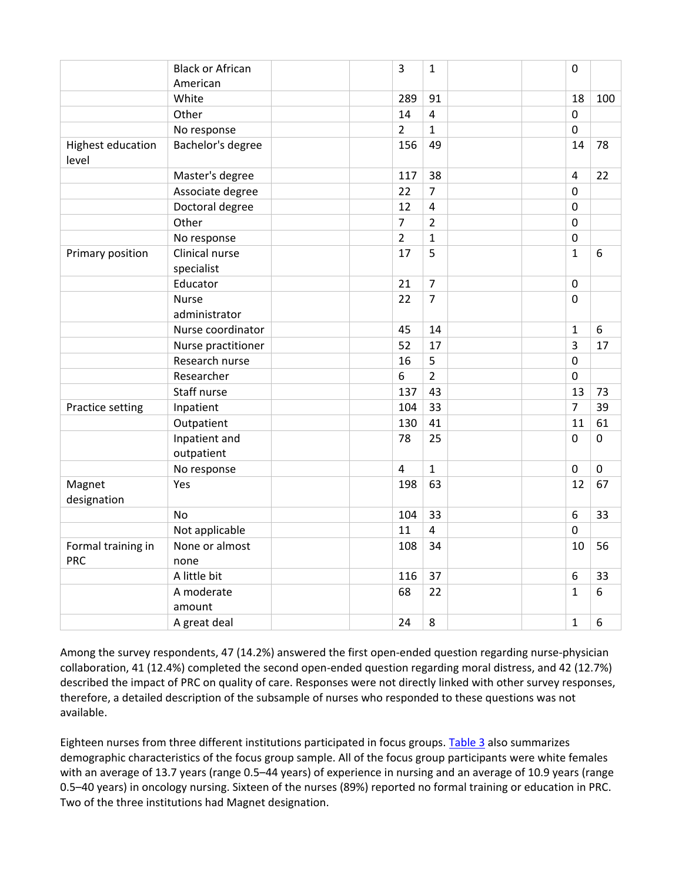| | | | | | | | | | |
|---|---|---|---|---|---|---|---|---|---|
| | Black or African American | | | 3 | 1 | | | 0 | |
| | White | | | 289 | 91 | | | 18 | 100 |
| | Other | | | 14 | 4 | | | 0 | |
| | No response | | | 2 | 1 | | | 0 | |
| Highest education level | Bachelor's degree | | | 156 | 49 | | | 14 | 78 |
| | Master's degree | | | 117 | 38 | | | 4 | 22 |
| | Associate degree | | | 22 | 7 | | | 0 | |
| | Doctoral degree | | | 12 | 4 | | | 0 | |
| | Other | | | 7 | 2 | | | 0 | |
| | No response | | | 2 | 1 | | | 0 | |
| Primary position | Clinical nurse specialist | | | 17 | 5 | | | 1 | 6 |
| | Educator | | | 21 | 7 | | | 0 | |
| | Nurse administrator | | | 22 | 7 | | | 0 | |
| | Nurse coordinator | | | 45 | 14 | | | 1 | 6 |
| | Nurse practitioner | | | 52 | 17 | | | 3 | 17 |
| | Research nurse | | | 16 | 5 | | | 0 | |
| | Researcher | | | 6 | 2 | | | 0 | |
| | Staff nurse | | | 137 | 43 | | | 13 | 73 |
| Practice setting | Inpatient | | | 104 | 33 | | | 7 | 39 |
| | Outpatient | | | 130 | 41 | | | 11 | 61 |
| | Inpatient and outpatient | | | 78 | 25 | | | 0 | 0 |
| | No response | | | 4 | 1 | | | 0 | 0 |
| Magnet designation | Yes | | | 198 | 63 | | | 12 | 67 |
| | No | | | 104 | 33 | | | 6 | 33 |
| | Not applicable | | | 11 | 4 | | | 0 | |
| Formal training in PRC | None or almost none | | | 108 | 34 | | | 10 | 56 |
| | A little bit | | | 116 | 37 | | | 6 | 33 |
| | A moderate amount | | | 68 | 22 | | | 1 | 6 |
| | A great deal | | | 24 | 8 | | | 1 | 6 |

Among the survey respondents, 47 (14.2%) answered the first open-ended question regarding nurse-physician collaboration, 41 (12.4%) completed the second open-ended question regarding moral distress, and 42 (12.7%) described the impact of PRC on quality of care. Responses were not directly linked with other survey responses, therefore, a detailed description of the subsample of nurses who responded to these questions was not available.

Eighteen nurses from three different institutions participated in focus groups. Table 3 also summarizes demographic characteristics of the focus group sample. All of the focus group participants were white females with an average of 13.7 years (range 0.5–44 years) of experience in nursing and an average of 10.9 years (range 0.5–40 years) in oncology nursing. Sixteen of the nurses (89%) reported no formal training or education in PRC. Two of the three institutions had Magnet designation.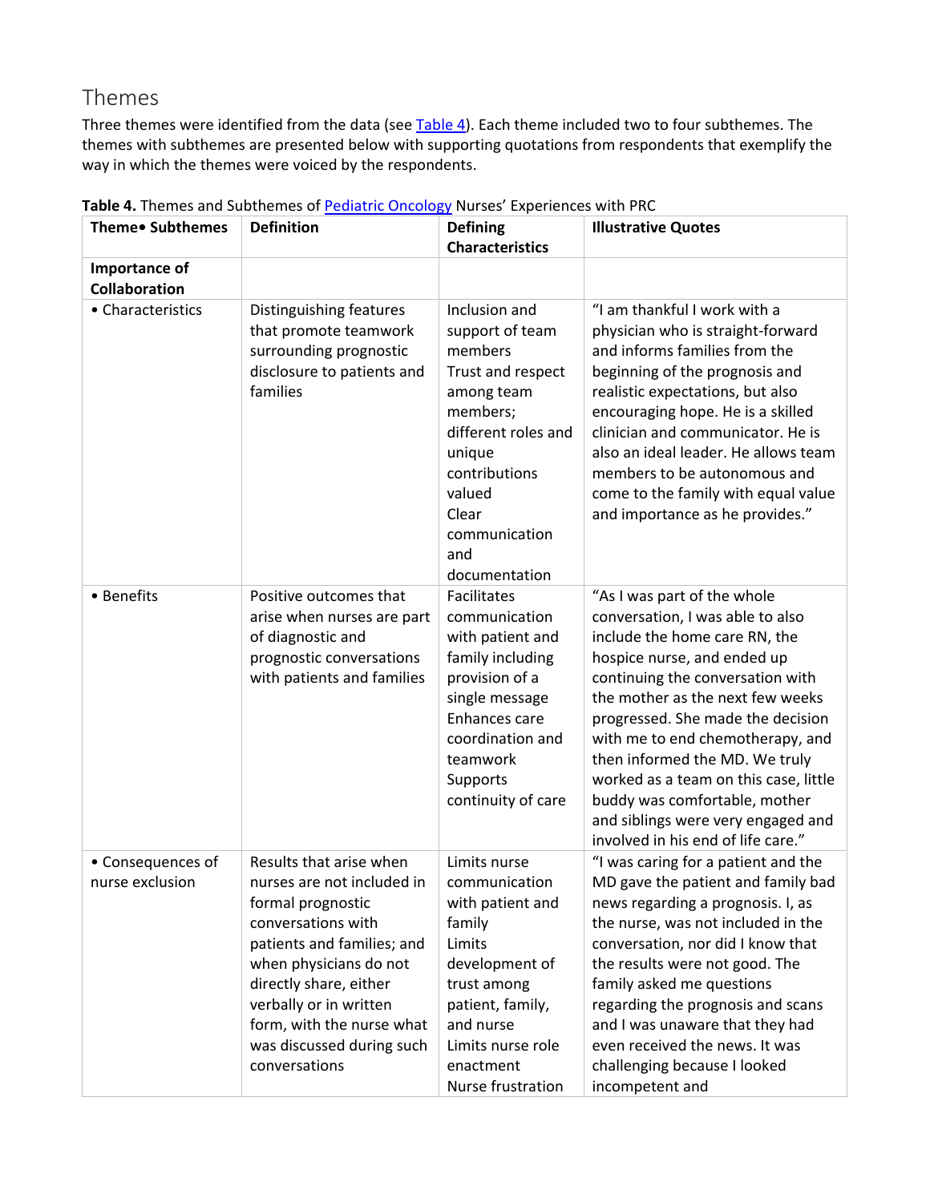## Themes

Three themes were identified from the data (see Table 4). Each theme included two to four subthemes. The themes with subthemes are presented below with supporting quotations from respondents that exemplify the way in which the themes were voiced by the respondents.

**Table 4.** Themes and Subthemes of Pediatric Oncology Nurses' Experiences with PRC

| Theme• Subthemes | Definition | Defining Characteristics | Illustrative Quotes |
|---|---|---|---|
| **Importance of Collaboration** | | | |
| • Characteristics | Distinguishing features that promote teamwork surrounding prognostic disclosure to patients and families | Inclusion and support of team members<br>Trust and respect among team members; different roles and unique contributions valued<br>Clear communication and documentation | "I am thankful I work with a physician who is straight-forward and informs families from the beginning of the prognosis and realistic expectations, but also encouraging hope. He is a skilled clinician and communicator. He is also an ideal leader. He allows team members to be autonomous and come to the family with equal value and importance as he provides." |
| • Benefits | Positive outcomes that arise when nurses are part of diagnostic and prognostic conversations with patients and families | Facilitates communication with patient and family including provision of a single message<br>Enhances care coordination and teamwork<br>Supports continuity of care | "As I was part of the whole conversation, I was able to also include the home care RN, the hospice nurse, and ended up continuing the conversation with the mother as the next few weeks progressed. She made the decision with me to end chemotherapy, and then informed the MD. We truly worked as a team on this case, little buddy was comfortable, mother and siblings were very engaged and involved in his end of life care." |
| • Consequences of nurse exclusion | Results that arise when nurses are not included in formal prognostic conversations with patients and families; and when physicians do not directly share, either verbally or in written form, with the nurse what was discussed during such conversations | Limits nurse communication with patient and family<br>Limits development of trust among patient, family, and nurse<br>Limits nurse role enactment<br>Nurse frustration | "I was caring for a patient and the MD gave the patient and family bad news regarding a prognosis. I, as the nurse, was not included in the conversation, nor did I know that the results were not good. The family asked me questions regarding the prognosis and scans and I was unaware that they had even received the news. It was challenging because I looked incompetent and |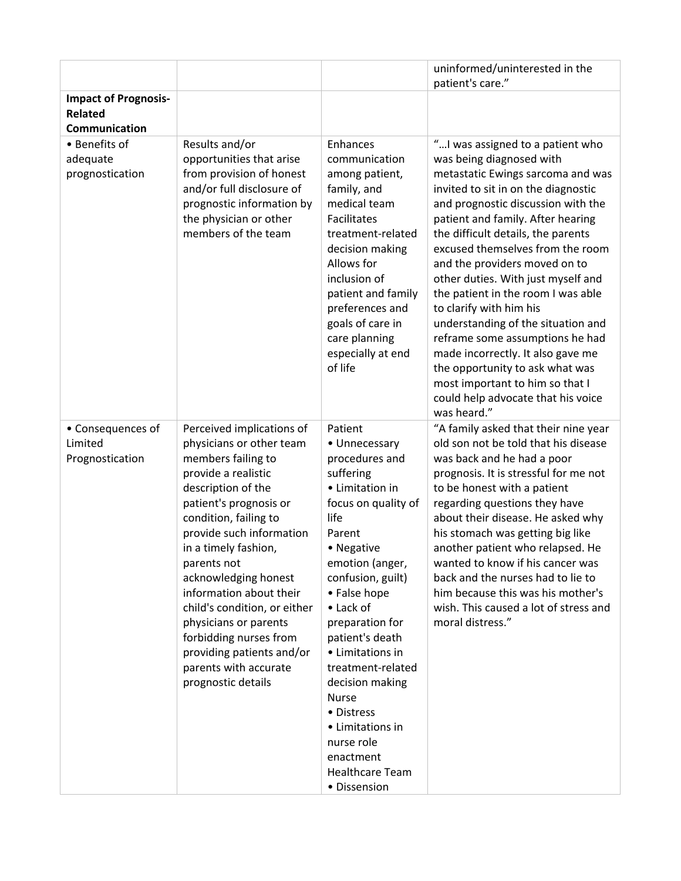| | | | |
|---|---|---|---|
| | | | uninformed/uninterested in the patient's care." |
| **Impact of Prognosis-Related Communication** | | | |
| • Benefits of adequate prognostication | Results and/or opportunities that arise from provision of honest and/or full disclosure of prognostic information by the physician or other members of the team | Enhances communication among patient, family, and medical team<br>Facilitates treatment-related decision making<br>Allows for inclusion of patient and family preferences and goals of care in care planning especially at end of life | "…I was assigned to a patient who was being diagnosed with metastatic Ewings sarcoma and was invited to sit in on the diagnostic and prognostic discussion with the patient and family. After hearing the difficult details, the parents excused themselves from the room and the providers moved on to other duties. With just myself and the patient in the room I was able to clarify with him his understanding of the situation and reframe some assumptions he had made incorrectly. It also gave me the opportunity to ask what was most important to him so that I could help advocate that his voice was heard." |
| • Consequences of Limited Prognostication | Perceived implications of physicians or other team members failing to provide a realistic description of the patient's prognosis or condition, failing to provide such information in a timely fashion, parents not acknowledging honest information about their child's condition, or either physicians or parents forbidding nurses from providing patients and/or parents with accurate prognostic details | Patient<br>• Unnecessary procedures and suffering<br>• Limitation in focus on quality of life<br>Parent<br>• Negative emotion (anger, confusion, guilt)<br>• False hope<br>• Lack of preparation for patient's death<br>• Limitations in treatment-related decision making<br>Nurse<br>• Distress<br>• Limitations in nurse role enactment<br>Healthcare Team<br>• Dissension | "A family asked that their nine year old son not be told that his disease was back and he had a poor prognosis. It is stressful for me not to be honest with a patient regarding questions they have about their disease. He asked why his stomach was getting big like another patient who relapsed. He wanted to know if his cancer was back and the nurses had to lie to him because this was his mother's wish. This caused a lot of stress and moral distress." |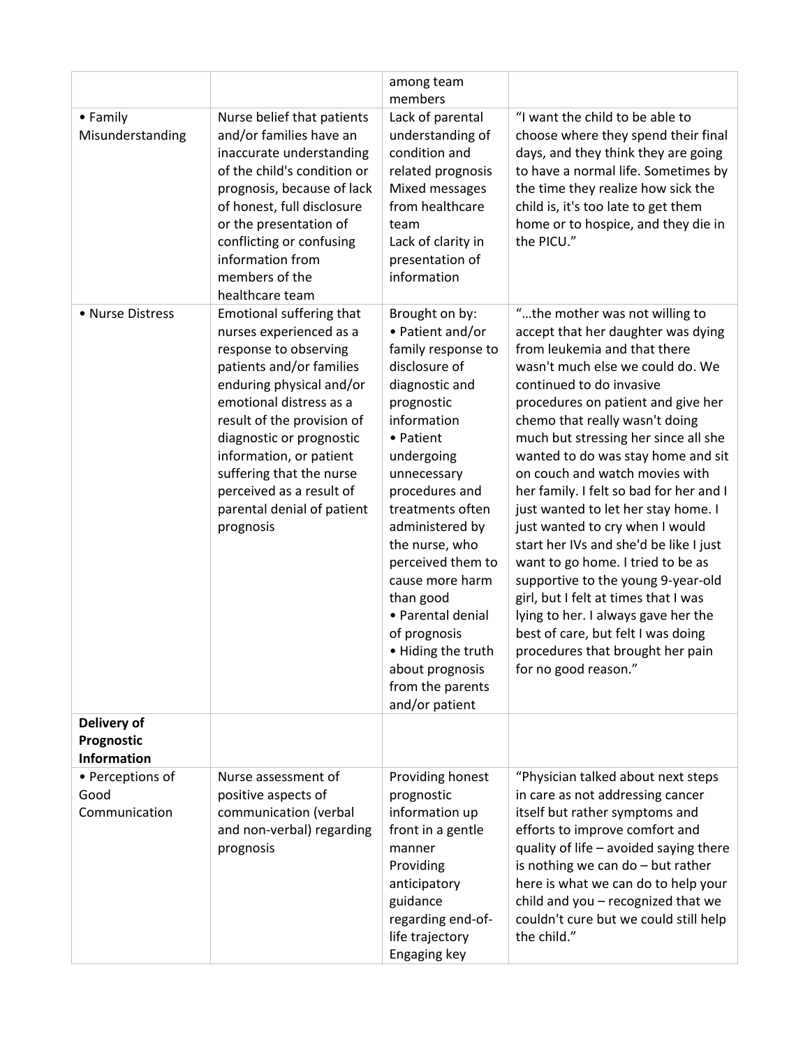| | | among team members | |
|---|---|---|---|
| • Family Misunderstanding | Nurse belief that patients and/or families have an inaccurate understanding of the child's condition or prognosis, because of lack of honest, full disclosure or the presentation of conflicting or confusing information from members of the healthcare team | Lack of parental understanding of condition and related prognosis<br>Mixed messages from healthcare team<br>Lack of clarity in presentation of information | "I want the child to be able to choose where they spend their final days, and they think they are going to have a normal life. Sometimes by the time they realize how sick the child is, it's too late to get them home or to hospice, and they die in the PICU." |
| • Nurse Distress | Emotional suffering that nurses experienced as a response to observing patients and/or families enduring physical and/or emotional distress as a result of the provision of diagnostic or prognostic information, or patient suffering that the nurse perceived as a result of parental denial of patient prognosis | Brought on by:<br>• Patient and/or family response to disclosure of diagnostic and prognostic information<br>• Patient undergoing unnecessary procedures and treatments often administered by the nurse, who perceived them to cause more harm than good<br>• Parental denial of prognosis<br>• Hiding the truth about prognosis from the parents and/or patient | "…the mother was not willing to accept that her daughter was dying from leukemia and that there wasn't much else we could do. We continued to do invasive procedures on patient and give her chemo that really wasn't doing much but stressing her since all she wanted to do was stay home and sit on couch and watch movies with her family. I felt so bad for her and I just wanted to let her stay home. I just wanted to cry when I would start her IVs and she'd be like I just want to go home. I tried to be as supportive to the young 9-year-old girl, but I felt at times that I was lying to her. I always gave her the best of care, but felt I was doing procedures that brought her pain for no good reason." |
| **Delivery of Prognostic Information** | | | |
| • Perceptions of Good Communication | Nurse assessment of positive aspects of communication (verbal and non-verbal) regarding prognosis | Providing honest prognostic information up front in a gentle manner<br>Providing anticipatory guidance regarding end-of-life trajectory<br>Engaging key | "Physician talked about next steps in care as not addressing cancer itself but rather symptoms and efforts to improve comfort and quality of life – avoided saying there is nothing we can do – but rather here is what we can do to help your child and you – recognized that we couldn't cure but we could still help the child." |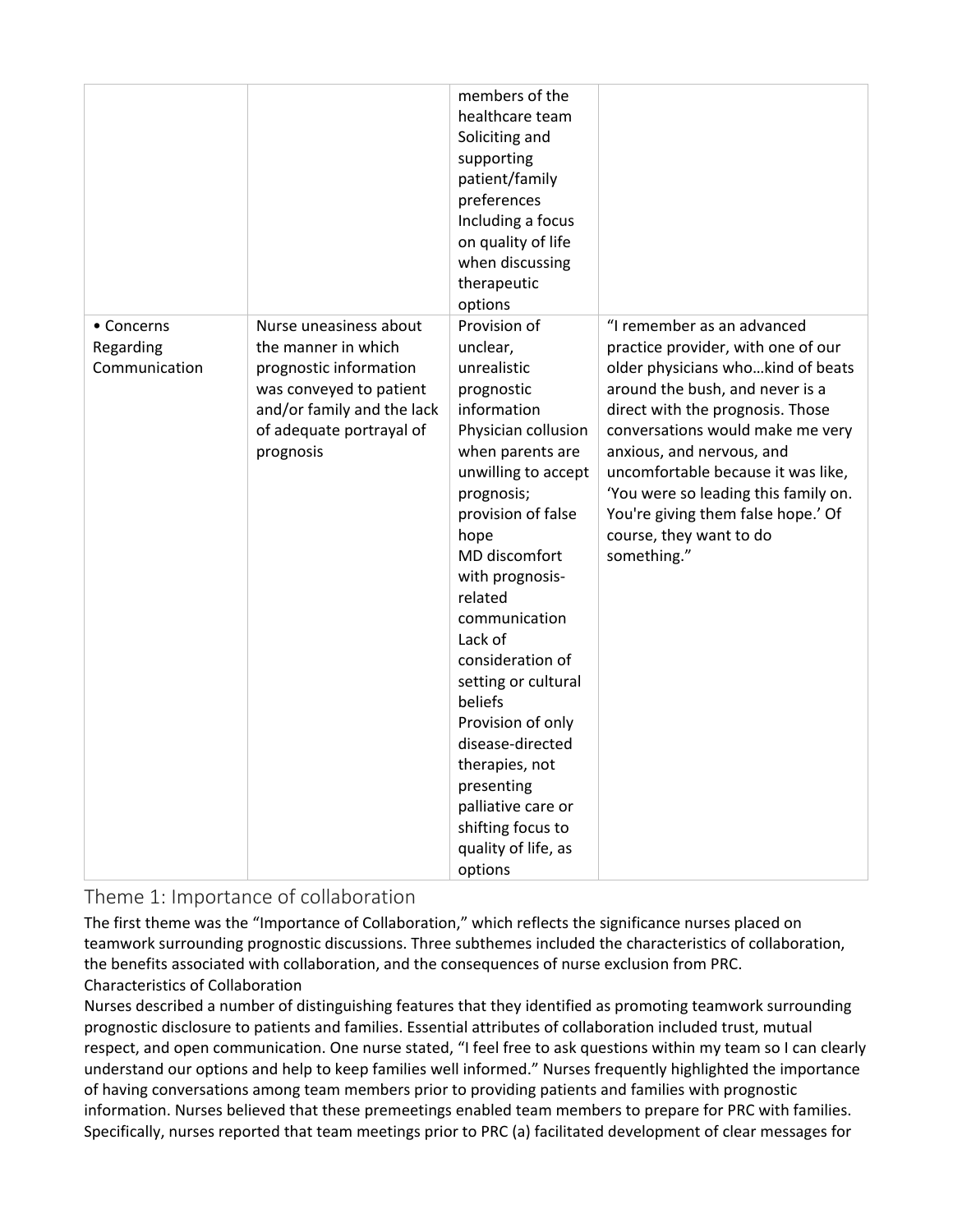| | | | |
|---|---|---|---|
| | | members of the healthcare team<br>Soliciting and supporting patient/family preferences<br>Including a focus on quality of life when discussing therapeutic options | |
| • Concerns Regarding Communication | Nurse uneasiness about the manner in which prognostic information was conveyed to patient and/or family and the lack of adequate portrayal of prognosis | Provision of unclear, unrealistic prognostic information<br>Physician collusion when parents are unwilling to accept prognosis; provision of false hope<br>MD discomfort with prognosis-related communication<br>Lack of consideration of setting or cultural beliefs<br>Provision of only disease-directed therapies, not presenting palliative care or shifting focus to quality of life, as options | "I remember as an advanced practice provider, with one of our older physicians who…kind of beats around the bush, and never is a direct with the prognosis. Those conversations would make me very anxious, and nervous, and uncomfortable because it was like, 'You were so leading this family on. You're giving them false hope.' Of course, they want to do something." |

## Theme 1: Importance of collaboration

The first theme was the "Importance of Collaboration," which reflects the significance nurses placed on teamwork surrounding prognostic discussions. Three subthemes included the characteristics of collaboration, the benefits associated with collaboration, and the consequences of nurse exclusion from PRC.

### Characteristics of Collaboration

Nurses described a number of distinguishing features that they identified as promoting teamwork surrounding prognostic disclosure to patients and families. Essential attributes of collaboration included trust, mutual respect, and open communication. One nurse stated, "I feel free to ask questions within my team so I can clearly understand our options and help to keep families well informed." Nurses frequently highlighted the importance of having conversations among team members prior to providing patients and families with prognostic information. Nurses believed that these premeetings enabled team members to prepare for PRC with families. Specifically, nurses reported that team meetings prior to PRC (a) facilitated development of clear messages for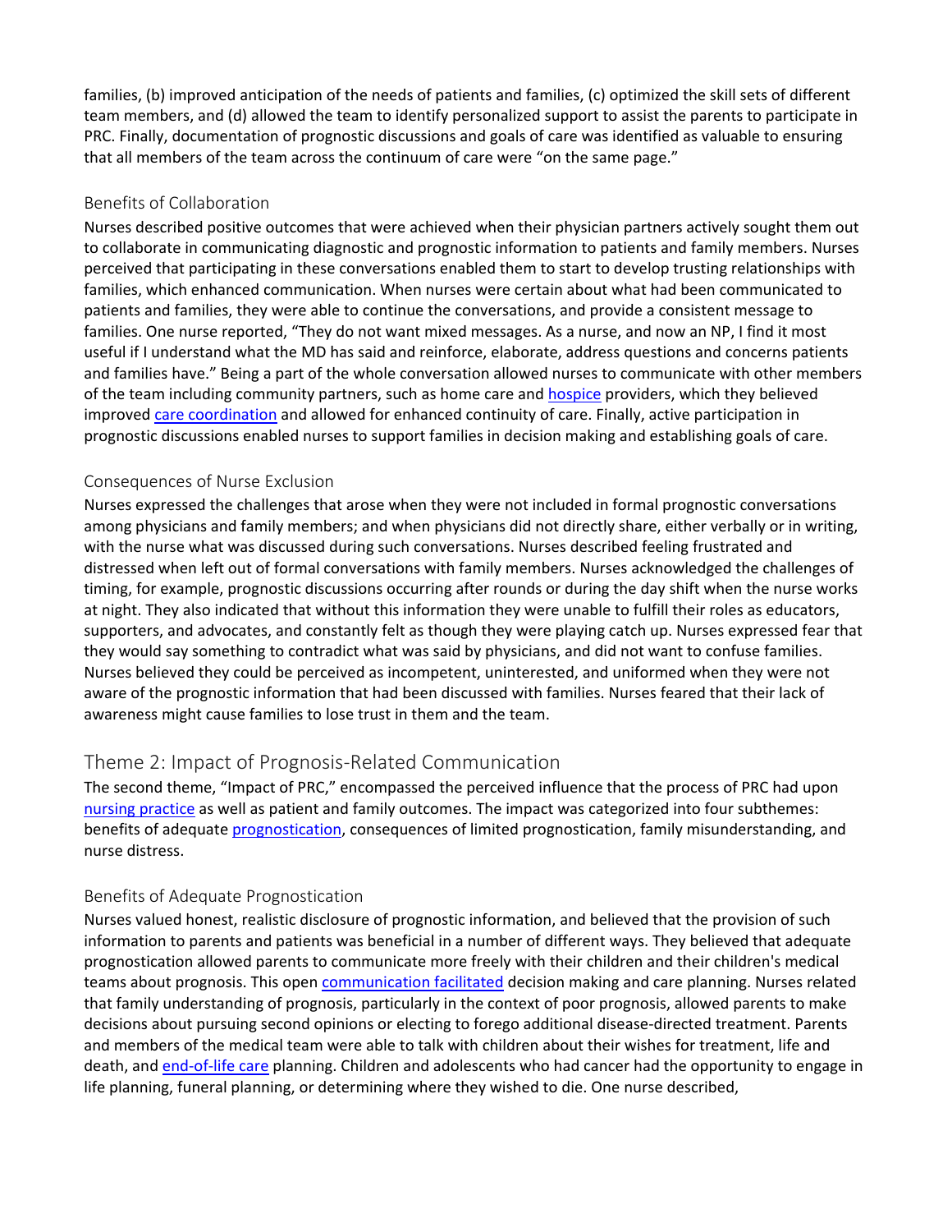families, (b) improved anticipation of the needs of patients and families, (c) optimized the skill sets of different team members, and (d) allowed the team to identify personalized support to assist the parents to participate in PRC. Finally, documentation of prognostic discussions and goals of care was identified as valuable to ensuring that all members of the team across the continuum of care were "on the same page."

### Benefits of Collaboration

Nurses described positive outcomes that were achieved when their physician partners actively sought them out to collaborate in communicating diagnostic and prognostic information to patients and family members. Nurses perceived that participating in these conversations enabled them to start to develop trusting relationships with families, which enhanced communication. When nurses were certain about what had been communicated to patients and families, they were able to continue the conversations, and provide a consistent message to families. One nurse reported, "They do not want mixed messages. As a nurse, and now an NP, I find it most useful if I understand what the MD has said and reinforce, elaborate, address questions and concerns patients and families have." Being a part of the whole conversation allowed nurses to communicate with other members of the team including community partners, such as home care and hospice providers, which they believed improved care coordination and allowed for enhanced continuity of care. Finally, active participation in prognostic discussions enabled nurses to support families in decision making and establishing goals of care.

### Consequences of Nurse Exclusion

Nurses expressed the challenges that arose when they were not included in formal prognostic conversations among physicians and family members; and when physicians did not directly share, either verbally or in writing, with the nurse what was discussed during such conversations. Nurses described feeling frustrated and distressed when left out of formal conversations with family members. Nurses acknowledged the challenges of timing, for example, prognostic discussions occurring after rounds or during the day shift when the nurse works at night. They also indicated that without this information they were unable to fulfill their roles as educators, supporters, and advocates, and constantly felt as though they were playing catch up. Nurses expressed fear that they would say something to contradict what was said by physicians, and did not want to confuse families. Nurses believed they could be perceived as incompetent, uninterested, and uniformed when they were not aware of the prognostic information that had been discussed with families. Nurses feared that their lack of awareness might cause families to lose trust in them and the team.

## Theme 2: Impact of Prognosis-Related Communication

The second theme, "Impact of PRC," encompassed the perceived influence that the process of PRC had upon nursing practice as well as patient and family outcomes. The impact was categorized into four subthemes: benefits of adequate prognostication, consequences of limited prognostication, family misunderstanding, and nurse distress.

### Benefits of Adequate Prognostication

Nurses valued honest, realistic disclosure of prognostic information, and believed that the provision of such information to parents and patients was beneficial in a number of different ways. They believed that adequate prognostication allowed parents to communicate more freely with their children and their children's medical teams about prognosis. This open communication facilitated decision making and care planning. Nurses related that family understanding of prognosis, particularly in the context of poor prognosis, allowed parents to make decisions about pursuing second opinions or electing to forego additional disease-directed treatment. Parents and members of the medical team were able to talk with children about their wishes for treatment, life and death, and end-of-life care planning. Children and adolescents who had cancer had the opportunity to engage in life planning, funeral planning, or determining where they wished to die. One nurse described,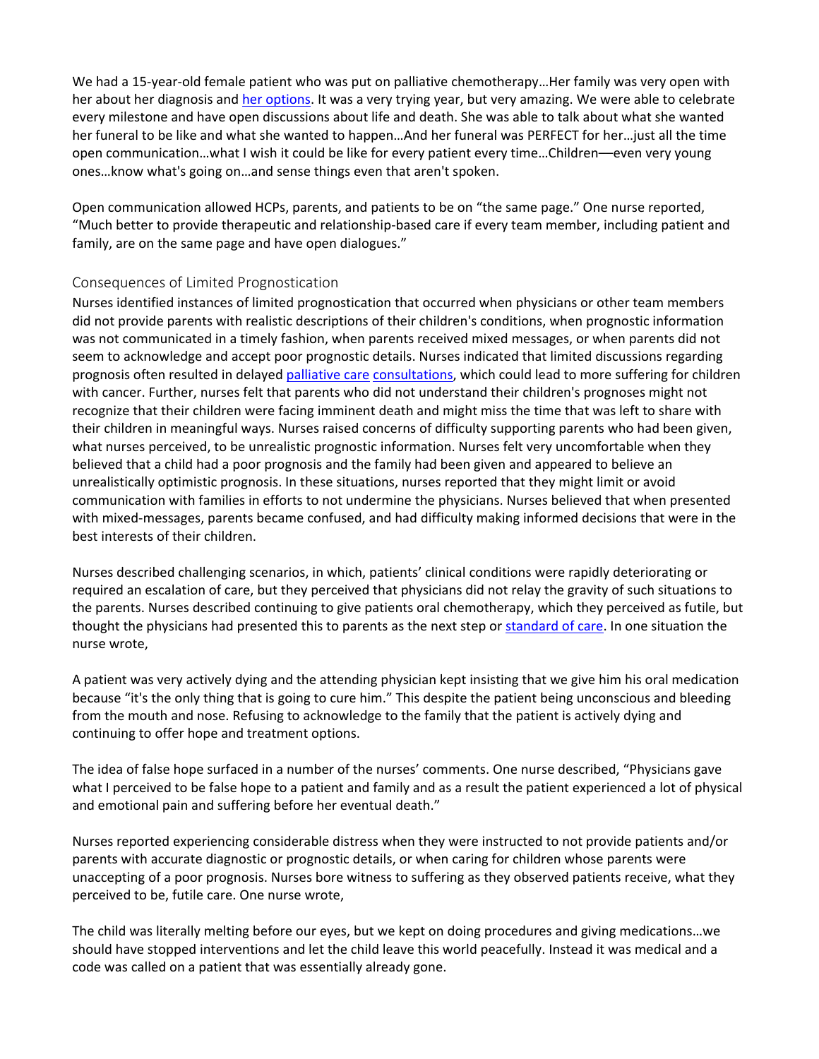We had a 15-year-old female patient who was put on palliative chemotherapy…Her family was very open with her about her diagnosis and her options. It was a very trying year, but very amazing. We were able to celebrate every milestone and have open discussions about life and death. She was able to talk about what she wanted her funeral to be like and what she wanted to happen…And her funeral was PERFECT for her…just all the time open communication…what I wish it could be like for every patient every time…Children—even very young ones…know what's going on…and sense things even that aren't spoken.

Open communication allowed HCPs, parents, and patients to be on "the same page." One nurse reported, "Much better to provide therapeutic and relationship-based care if every team member, including patient and family, are on the same page and have open dialogues."

### Consequences of Limited Prognostication

Nurses identified instances of limited prognostication that occurred when physicians or other team members did not provide parents with realistic descriptions of their children's conditions, when prognostic information was not communicated in a timely fashion, when parents received mixed messages, or when parents did not seem to acknowledge and accept poor prognostic details. Nurses indicated that limited discussions regarding prognosis often resulted in delayed palliative care consultations, which could lead to more suffering for children with cancer. Further, nurses felt that parents who did not understand their children's prognoses might not recognize that their children were facing imminent death and might miss the time that was left to share with their children in meaningful ways. Nurses raised concerns of difficulty supporting parents who had been given, what nurses perceived, to be unrealistic prognostic information. Nurses felt very uncomfortable when they believed that a child had a poor prognosis and the family had been given and appeared to believe an unrealistically optimistic prognosis. In these situations, nurses reported that they might limit or avoid communication with families in efforts to not undermine the physicians. Nurses believed that when presented with mixed-messages, parents became confused, and had difficulty making informed decisions that were in the best interests of their children.

Nurses described challenging scenarios, in which, patients' clinical conditions were rapidly deteriorating or required an escalation of care, but they perceived that physicians did not relay the gravity of such situations to the parents. Nurses described continuing to give patients oral chemotherapy, which they perceived as futile, but thought the physicians had presented this to parents as the next step or standard of care. In one situation the nurse wrote,

A patient was very actively dying and the attending physician kept insisting that we give him his oral medication because "it's the only thing that is going to cure him." This despite the patient being unconscious and bleeding from the mouth and nose. Refusing to acknowledge to the family that the patient is actively dying and continuing to offer hope and treatment options.

The idea of false hope surfaced in a number of the nurses' comments. One nurse described, "Physicians gave what I perceived to be false hope to a patient and family and as a result the patient experienced a lot of physical and emotional pain and suffering before her eventual death."

Nurses reported experiencing considerable distress when they were instructed to not provide patients and/or parents with accurate diagnostic or prognostic details, or when caring for children whose parents were unaccepting of a poor prognosis. Nurses bore witness to suffering as they observed patients receive, what they perceived to be, futile care. One nurse wrote,

The child was literally melting before our eyes, but we kept on doing procedures and giving medications…we should have stopped interventions and let the child leave this world peacefully. Instead it was medical and a code was called on a patient that was essentially already gone.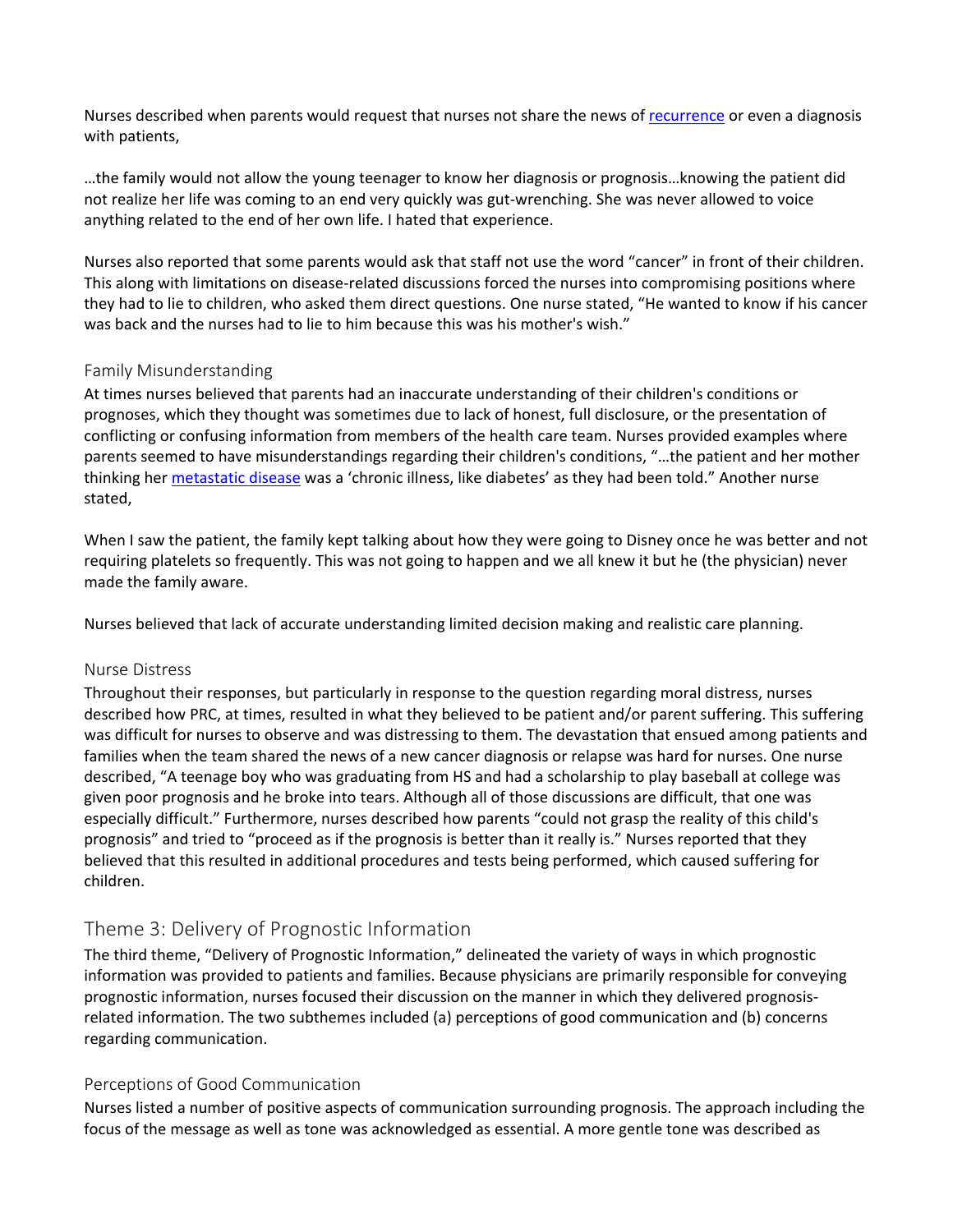Nurses described when parents would request that nurses not share the news of recurrence or even a diagnosis with patients,

> …the family would not allow the young teenager to know her diagnosis or prognosis…knowing the patient did not realize her life was coming to an end very quickly was gut-wrenching. She was never allowed to voice anything related to the end of her own life. I hated that experience.

Nurses also reported that some parents would ask that staff not use the word "cancer" in front of their children. This along with limitations on disease-related discussions forced the nurses into compromising positions where they had to lie to children, who asked them direct questions. One nurse stated, "He wanted to know if his cancer was back and the nurses had to lie to him because this was his mother's wish."

### Family Misunderstanding

At times nurses believed that parents had an inaccurate understanding of their children's conditions or prognoses, which they thought was sometimes due to lack of honest, full disclosure, or the presentation of conflicting or confusing information from members of the health care team. Nurses provided examples where parents seemed to have misunderstandings regarding their children's conditions, "…the patient and her mother thinking her metastatic disease was a 'chronic illness, like diabetes' as they had been told." Another nurse stated,

> When I saw the patient, the family kept talking about how they were going to Disney once he was better and not requiring platelets so frequently. This was not going to happen and we all knew it but he (the physician) never made the family aware.

Nurses believed that lack of accurate understanding limited decision making and realistic care planning.

### Nurse Distress

Throughout their responses, but particularly in response to the question regarding moral distress, nurses described how PRC, at times, resulted in what they believed to be patient and/or parent suffering. This suffering was difficult for nurses to observe and was distressing to them. The devastation that ensued among patients and families when the team shared the news of a new cancer diagnosis or relapse was hard for nurses. One nurse described, "A teenage boy who was graduating from HS and had a scholarship to play baseball at college was given poor prognosis and he broke into tears. Although all of those discussions are difficult, that one was especially difficult." Furthermore, nurses described how parents "could not grasp the reality of this child's prognosis" and tried to "proceed as if the prognosis is better than it really is." Nurses reported that they believed that this resulted in additional procedures and tests being performed, which caused suffering for children.

## Theme 3: Delivery of Prognostic Information

The third theme, "Delivery of Prognostic Information," delineated the variety of ways in which prognostic information was provided to patients and families. Because physicians are primarily responsible for conveying prognostic information, nurses focused their discussion on the manner in which they delivered prognosis-related information. The two subthemes included (a) perceptions of good communication and (b) concerns regarding communication.

### Perceptions of Good Communication

Nurses listed a number of positive aspects of communication surrounding prognosis. The approach including the focus of the message as well as tone was acknowledged as essential. A more gentle tone was described as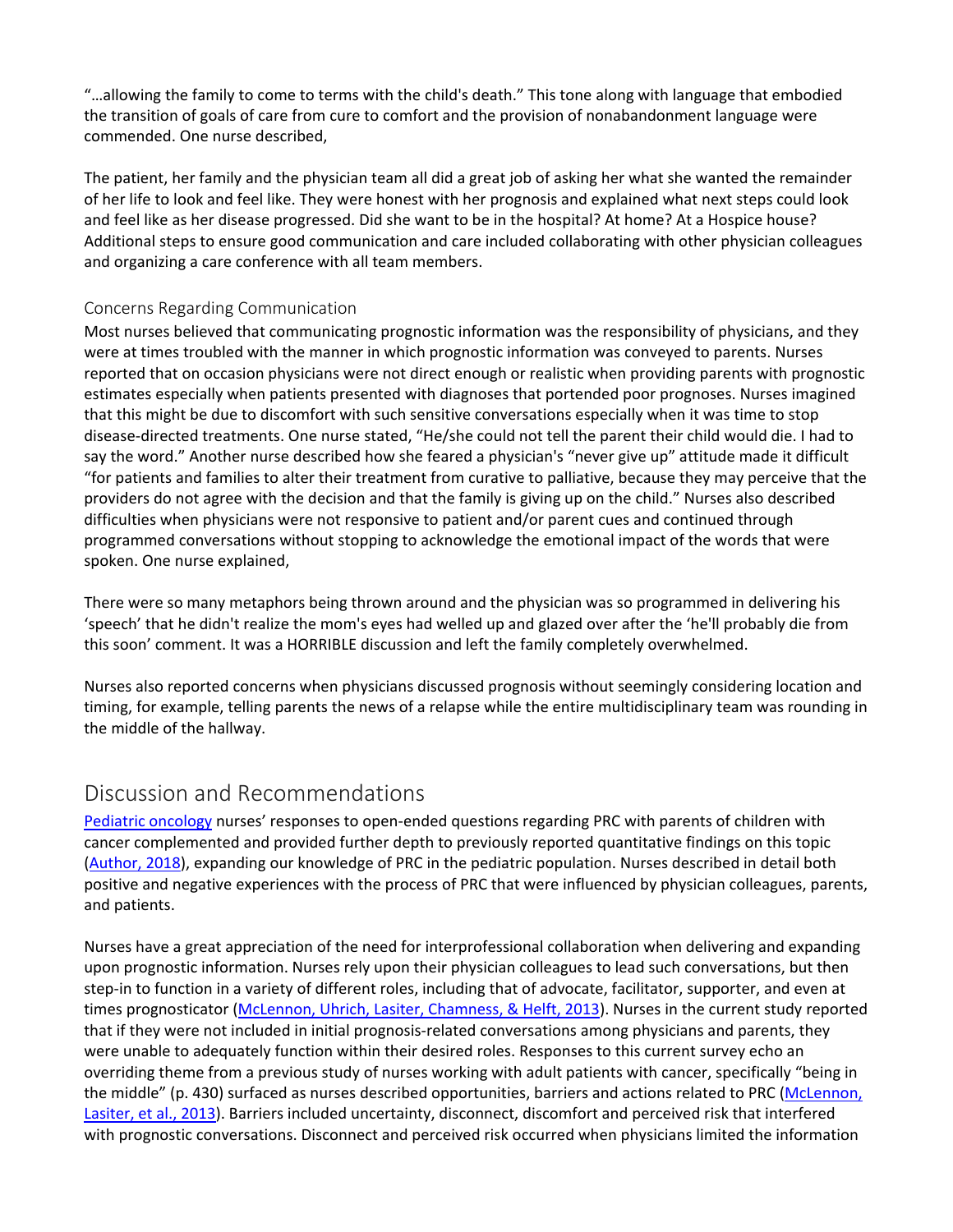"…allowing the family to come to terms with the child's death." This tone along with language that embodied the transition of goals of care from cure to comfort and the provision of nonabandonment language were commended. One nurse described,

The patient, her family and the physician team all did a great job of asking her what she wanted the remainder of her life to look and feel like. They were honest with her prognosis and explained what next steps could look and feel like as her disease progressed. Did she want to be in the hospital? At home? At a Hospice house? Additional steps to ensure good communication and care included collaborating with other physician colleagues and organizing a care conference with all team members.

### Concerns Regarding Communication

Most nurses believed that communicating prognostic information was the responsibility of physicians, and they were at times troubled with the manner in which prognostic information was conveyed to parents. Nurses reported that on occasion physicians were not direct enough or realistic when providing parents with prognostic estimates especially when patients presented with diagnoses that portended poor prognoses. Nurses imagined that this might be due to discomfort with such sensitive conversations especially when it was time to stop disease-directed treatments. One nurse stated, "He/she could not tell the parent their child would die. I had to say the word." Another nurse described how she feared a physician's "never give up" attitude made it difficult "for patients and families to alter their treatment from curative to palliative, because they may perceive that the providers do not agree with the decision and that the family is giving up on the child." Nurses also described difficulties when physicians were not responsive to patient and/or parent cues and continued through programmed conversations without stopping to acknowledge the emotional impact of the words that were spoken. One nurse explained,

There were so many metaphors being thrown around and the physician was so programmed in delivering his 'speech' that he didn't realize the mom's eyes had welled up and glazed over after the 'he'll probably die from this soon' comment. It was a HORRIBLE discussion and left the family completely overwhelmed.

Nurses also reported concerns when physicians discussed prognosis without seemingly considering location and timing, for example, telling parents the news of a relapse while the entire multidisciplinary team was rounding in the middle of the hallway.

## Discussion and Recommendations

Pediatric oncology nurses' responses to open-ended questions regarding PRC with parents of children with cancer complemented and provided further depth to previously reported quantitative findings on this topic (Author, 2018), expanding our knowledge of PRC in the pediatric population. Nurses described in detail both positive and negative experiences with the process of PRC that were influenced by physician colleagues, parents, and patients.

Nurses have a great appreciation of the need for interprofessional collaboration when delivering and expanding upon prognostic information. Nurses rely upon their physician colleagues to lead such conversations, but then step-in to function in a variety of different roles, including that of advocate, facilitator, supporter, and even at times prognosticator (McLennon, Uhrich, Lasiter, Chamness, & Helft, 2013). Nurses in the current study reported that if they were not included in initial prognosis-related conversations among physicians and parents, they were unable to adequately function within their desired roles. Responses to this current survey echo an overriding theme from a previous study of nurses working with adult patients with cancer, specifically "being in the middle" (p. 430) surfaced as nurses described opportunities, barriers and actions related to PRC (McLennon, Lasiter, et al., 2013). Barriers included uncertainty, disconnect, discomfort and perceived risk that interfered with prognostic conversations. Disconnect and perceived risk occurred when physicians limited the information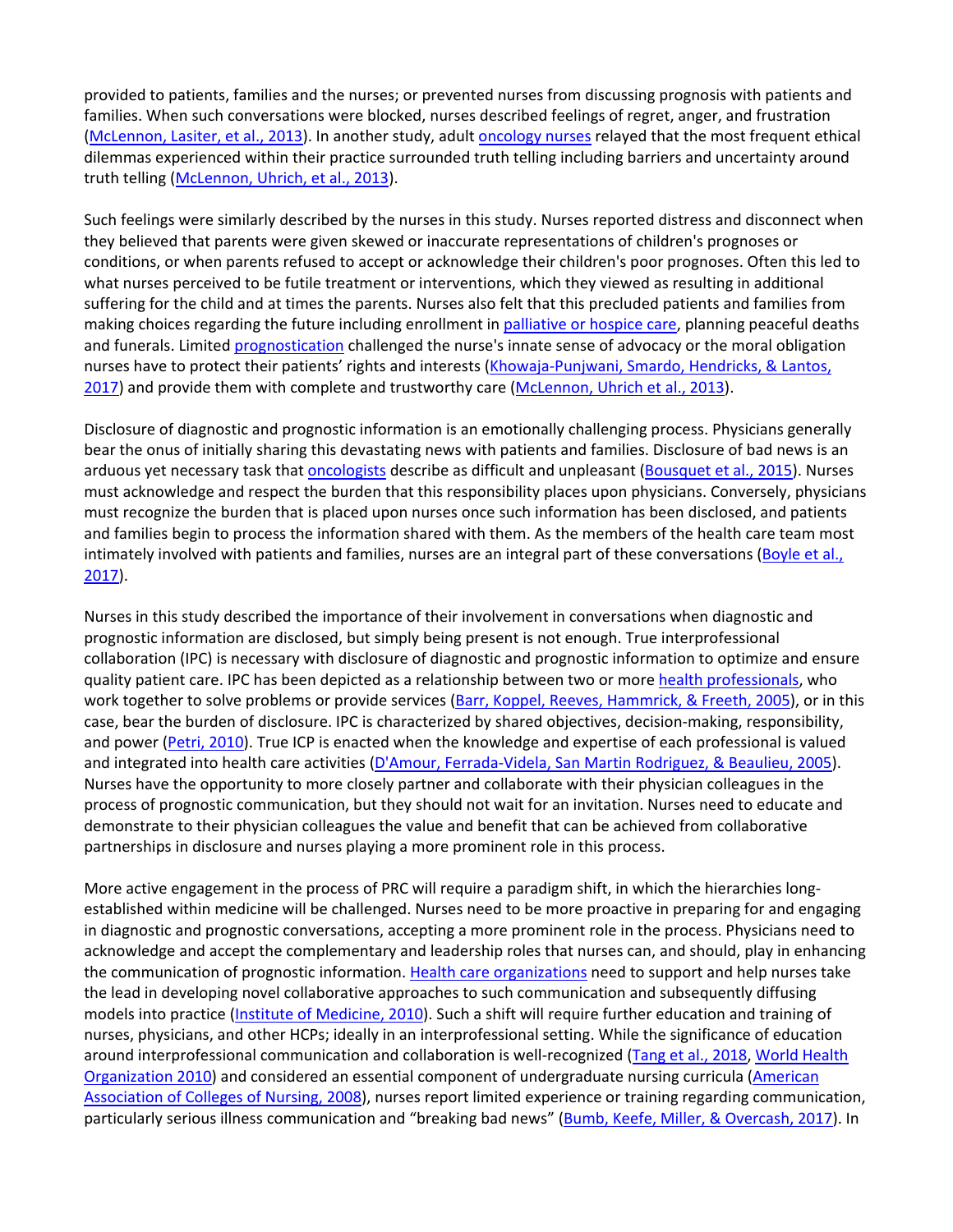provided to patients, families and the nurses; or prevented nurses from discussing prognosis with patients and families. When such conversations were blocked, nurses described feelings of regret, anger, and frustration (McLennon, Lasiter, et al., 2013). In another study, adult oncology nurses relayed that the most frequent ethical dilemmas experienced within their practice surrounded truth telling including barriers and uncertainty around truth telling (McLennon, Uhrich, et al., 2013).

Such feelings were similarly described by the nurses in this study. Nurses reported distress and disconnect when they believed that parents were given skewed or inaccurate representations of children's prognoses or conditions, or when parents refused to accept or acknowledge their children's poor prognoses. Often this led to what nurses perceived to be futile treatment or interventions, which they viewed as resulting in additional suffering for the child and at times the parents. Nurses also felt that this precluded patients and families from making choices regarding the future including enrollment in palliative or hospice care, planning peaceful deaths and funerals. Limited prognostication challenged the nurse's innate sense of advocacy or the moral obligation nurses have to protect their patients' rights and interests (Khowaja-Punjwani, Smardo, Hendricks, & Lantos, 2017) and provide them with complete and trustworthy care (McLennon, Uhrich et al., 2013).

Disclosure of diagnostic and prognostic information is an emotionally challenging process. Physicians generally bear the onus of initially sharing this devastating news with patients and families. Disclosure of bad news is an arduous yet necessary task that oncologists describe as difficult and unpleasant (Bousquet et al., 2015). Nurses must acknowledge and respect the burden that this responsibility places upon physicians. Conversely, physicians must recognize the burden that is placed upon nurses once such information has been disclosed, and patients and families begin to process the information shared with them. As the members of the health care team most intimately involved with patients and families, nurses are an integral part of these conversations (Boyle et al., 2017).

Nurses in this study described the importance of their involvement in conversations when diagnostic and prognostic information are disclosed, but simply being present is not enough. True interprofessional collaboration (IPC) is necessary with disclosure of diagnostic and prognostic information to optimize and ensure quality patient care. IPC has been depicted as a relationship between two or more health professionals, who work together to solve problems or provide services (Barr, Koppel, Reeves, Hammrick, & Freeth, 2005), or in this case, bear the burden of disclosure. IPC is characterized by shared objectives, decision-making, responsibility, and power (Petri, 2010). True ICP is enacted when the knowledge and expertise of each professional is valued and integrated into health care activities (D'Amour, Ferrada-Videla, San Martin Rodriguez, & Beaulieu, 2005). Nurses have the opportunity to more closely partner and collaborate with their physician colleagues in the process of prognostic communication, but they should not wait for an invitation. Nurses need to educate and demonstrate to their physician colleagues the value and benefit that can be achieved from collaborative partnerships in disclosure and nurses playing a more prominent role in this process.

More active engagement in the process of PRC will require a paradigm shift, in which the hierarchies long-established within medicine will be challenged. Nurses need to be more proactive in preparing for and engaging in diagnostic and prognostic conversations, accepting a more prominent role in the process. Physicians need to acknowledge and accept the complementary and leadership roles that nurses can, and should, play in enhancing the communication of prognostic information. Health care organizations need to support and help nurses take the lead in developing novel collaborative approaches to such communication and subsequently diffusing models into practice (Institute of Medicine, 2010). Such a shift will require further education and training of nurses, physicians, and other HCPs; ideally in an interprofessional setting. While the significance of education around interprofessional communication and collaboration is well-recognized (Tang et al., 2018, World Health Organization 2010) and considered an essential component of undergraduate nursing curricula (American Association of Colleges of Nursing, 2008), nurses report limited experience or training regarding communication, particularly serious illness communication and "breaking bad news" (Bumb, Keefe, Miller, & Overcash, 2017). In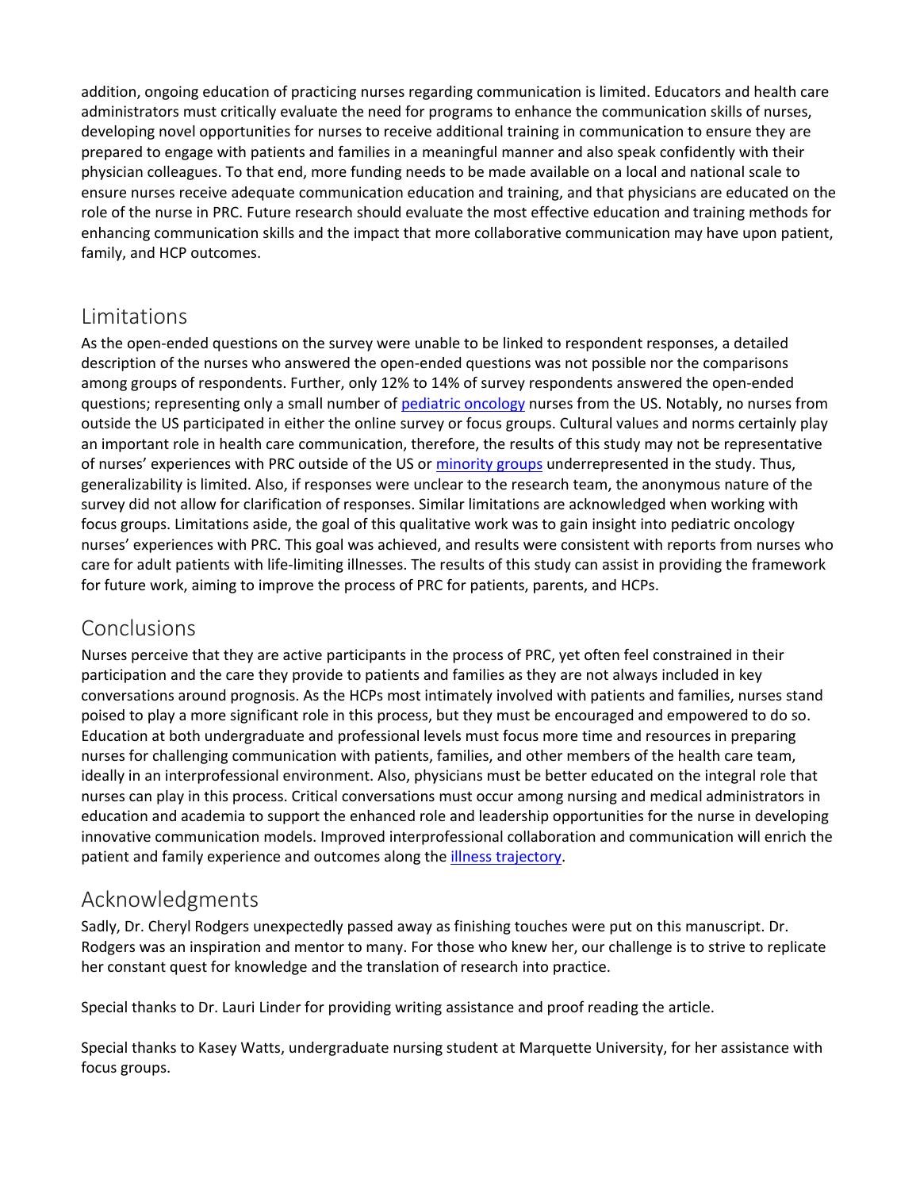addition, ongoing education of practicing nurses regarding communication is limited. Educators and health care administrators must critically evaluate the need for programs to enhance the communication skills of nurses, developing novel opportunities for nurses to receive additional training in communication to ensure they are prepared to engage with patients and families in a meaningful manner and also speak confidently with their physician colleagues. To that end, more funding needs to be made available on a local and national scale to ensure nurses receive adequate communication education and training, and that physicians are educated on the role of the nurse in PRC. Future research should evaluate the most effective education and training methods for enhancing communication skills and the impact that more collaborative communication may have upon patient, family, and HCP outcomes.

## Limitations

As the open-ended questions on the survey were unable to be linked to respondent responses, a detailed description of the nurses who answered the open-ended questions was not possible nor the comparisons among groups of respondents. Further, only 12% to 14% of survey respondents answered the open-ended questions; representing only a small number of pediatric oncology nurses from the US. Notably, no nurses from outside the US participated in either the online survey or focus groups. Cultural values and norms certainly play an important role in health care communication, therefore, the results of this study may not be representative of nurses' experiences with PRC outside of the US or minority groups underrepresented in the study. Thus, generalizability is limited. Also, if responses were unclear to the research team, the anonymous nature of the survey did not allow for clarification of responses. Similar limitations are acknowledged when working with focus groups. Limitations aside, the goal of this qualitative work was to gain insight into pediatric oncology nurses' experiences with PRC. This goal was achieved, and results were consistent with reports from nurses who care for adult patients with life-limiting illnesses. The results of this study can assist in providing the framework for future work, aiming to improve the process of PRC for patients, parents, and HCPs.

## Conclusions

Nurses perceive that they are active participants in the process of PRC, yet often feel constrained in their participation and the care they provide to patients and families as they are not always included in key conversations around prognosis. As the HCPs most intimately involved with patients and families, nurses stand poised to play a more significant role in this process, but they must be encouraged and empowered to do so. Education at both undergraduate and professional levels must focus more time and resources in preparing nurses for challenging communication with patients, families, and other members of the health care team, ideally in an interprofessional environment. Also, physicians must be better educated on the integral role that nurses can play in this process. Critical conversations must occur among nursing and medical administrators in education and academia to support the enhanced role and leadership opportunities for the nurse in developing innovative communication models. Improved interprofessional collaboration and communication will enrich the patient and family experience and outcomes along the illness trajectory.

## Acknowledgments

Sadly, Dr. Cheryl Rodgers unexpectedly passed away as finishing touches were put on this manuscript. Dr. Rodgers was an inspiration and mentor to many. For those who knew her, our challenge is to strive to replicate her constant quest for knowledge and the translation of research into practice.

Special thanks to Dr. Lauri Linder for providing writing assistance and proof reading the article.

Special thanks to Kasey Watts, undergraduate nursing student at Marquette University, for her assistance with focus groups.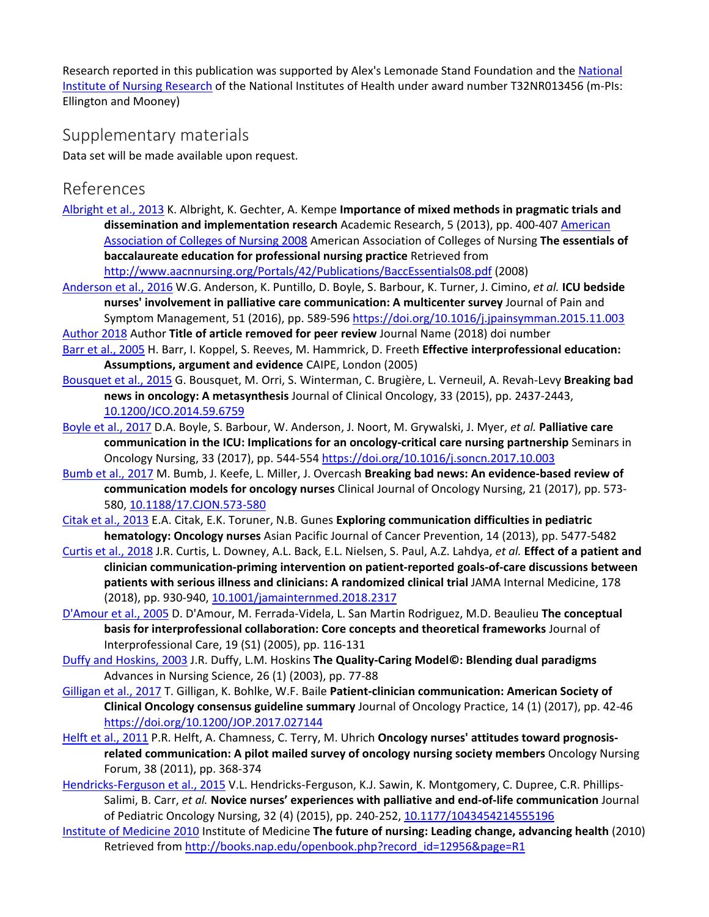Research reported in this publication was supported by Alex's Lemonade Stand Foundation and the National Institute of Nursing Research of the National Institutes of Health under award number T32NR013456 (m-PIs: Ellington and Mooney)

## Supplementary materials

Data set will be made available upon request.

## References

Albright et al., 2013 K. Albright, K. Gechter, A. Kempe **Importance of mixed methods in pragmatic trials and dissemination and implementation research** Academic Research, 5 (2013), pp. 400-407 American Association of Colleges of Nursing 2008 American Association of Colleges of Nursing **The essentials of baccalaureate education for professional nursing practice** Retrieved from http://www.aacnnursing.org/Portals/42/Publications/BaccEssentials08.pdf (2008)

Anderson et al., 2016 W.G. Anderson, K. Puntillo, D. Boyle, S. Barbour, K. Turner, J. Cimino, *et al.* **ICU bedside nurses' involvement in palliative care communication: A multicenter survey** Journal of Pain and Symptom Management, 51 (2016), pp. 589-596 https://doi.org/10.1016/j.jpainsymman.2015.11.003

Author 2018 Author **Title of article removed for peer review** Journal Name (2018) doi number

Barr et al., 2005 H. Barr, I. Koppel, S. Reeves, M. Hammrick, D. Freeth **Effective interprofessional education: Assumptions, argument and evidence** CAIPE, London (2005)

Bousquet et al., 2015 G. Bousquet, M. Orri, S. Winterman, C. Brugière, L. Verneuil, A. Revah-Levy **Breaking bad news in oncology: A metasynthesis** Journal of Clinical Oncology, 33 (2015), pp. 2437-2443, 10.1200/JCO.2014.59.6759

Boyle et al., 2017 D.A. Boyle, S. Barbour, W. Anderson, J. Noort, M. Grywalski, J. Myer, *et al.* **Palliative care communication in the ICU: Implications for an oncology-critical care nursing partnership** Seminars in Oncology Nursing, 33 (2017), pp. 544-554 https://doi.org/10.1016/j.soncn.2017.10.003

Bumb et al., 2017 M. Bumb, J. Keefe, L. Miller, J. Overcash **Breaking bad news: An evidence-based review of communication models for oncology nurses** Clinical Journal of Oncology Nursing, 21 (2017), pp. 573-580, 10.1188/17.CJON.573-580

Citak et al., 2013 E.A. Citak, E.K. Toruner, N.B. Gunes **Exploring communication difficulties in pediatric hematology: Oncology nurses** Asian Pacific Journal of Cancer Prevention, 14 (2013), pp. 5477-5482

Curtis et al., 2018 J.R. Curtis, L. Downey, A.L. Back, E.L. Nielsen, S. Paul, A.Z. Lahdya, *et al.* **Effect of a patient and clinician communication-priming intervention on patient-reported goals-of-care discussions between patients with serious illness and clinicians: A randomized clinical trial** JAMA Internal Medicine, 178 (2018), pp. 930-940, 10.1001/jamainternmed.2018.2317

D'Amour et al., 2005 D. D'Amour, M. Ferrada-Videla, L. San Martin Rodriguez, M.D. Beaulieu **The conceptual basis for interprofessional collaboration: Core concepts and theoretical frameworks** Journal of Interprofessional Care, 19 (S1) (2005), pp. 116-131

Duffy and Hoskins, 2003 J.R. Duffy, L.M. Hoskins **The Quality-Caring Model©: Blending dual paradigms** Advances in Nursing Science, 26 (1) (2003), pp. 77-88

Gilligan et al., 2017 T. Gilligan, K. Bohlke, W.F. Baile **Patient-clinician communication: American Society of Clinical Oncology consensus guideline summary** Journal of Oncology Practice, 14 (1) (2017), pp. 42-46 https://doi.org/10.1200/JOP.2017.027144

Helft et al., 2011 P.R. Helft, A. Chamness, C. Terry, M. Uhrich **Oncology nurses' attitudes toward prognosis-related communication: A pilot mailed survey of oncology nursing society members** Oncology Nursing Forum, 38 (2011), pp. 368-374

Hendricks-Ferguson et al., 2015 V.L. Hendricks-Ferguson, K.J. Sawin, K. Montgomery, C. Dupree, C.R. Phillips-Salimi, B. Carr, *et al.* **Novice nurses' experiences with palliative and end-of-life communication** Journal of Pediatric Oncology Nursing, 32 (4) (2015), pp. 240-252, 10.1177/1043454214555196

Institute of Medicine 2010 Institute of Medicine **The future of nursing: Leading change, advancing health** (2010) Retrieved from http://books.nap.edu/openbook.php?record_id=12956&page=R1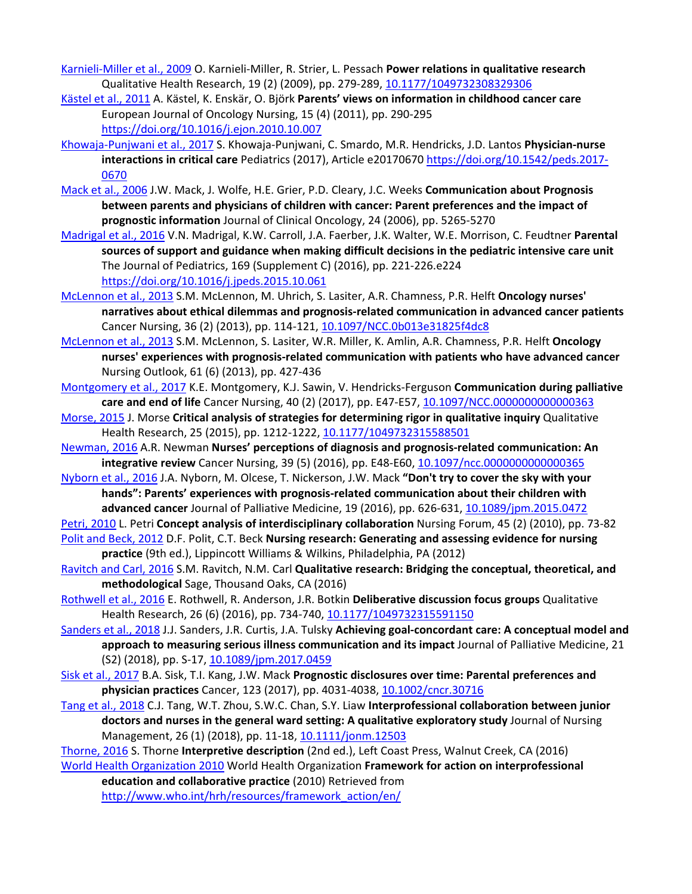Karnieli-Miller et al., 2009 O. Karnieli-Miller, R. Strier, L. Pessach **Power relations in qualitative research** Qualitative Health Research, 19 (2) (2009), pp. 279-289, 10.1177/1049732308329306

Kästel et al., 2011 A. Kästel, K. Enskär, O. Björk **Parents' views on information in childhood cancer care** European Journal of Oncology Nursing, 15 (4) (2011), pp. 290-295 https://doi.org/10.1016/j.ejon.2010.10.007

Khowaja-Punjwani et al., 2017 S. Khowaja-Punjwani, C. Smardo, M.R. Hendricks, J.D. Lantos **Physician-nurse interactions in critical care** Pediatrics (2017), Article e20170670 https://doi.org/10.1542/peds.2017-0670

Mack et al., 2006 J.W. Mack, J. Wolfe, H.E. Grier, P.D. Cleary, J.C. Weeks **Communication about Prognosis between parents and physicians of children with cancer: Parent preferences and the impact of prognostic information** Journal of Clinical Oncology, 24 (2006), pp. 5265-5270

Madrigal et al., 2016 V.N. Madrigal, K.W. Carroll, J.A. Faerber, J.K. Walter, W.E. Morrison, C. Feudtner **Parental sources of support and guidance when making difficult decisions in the pediatric intensive care unit** The Journal of Pediatrics, 169 (Supplement C) (2016), pp. 221-226.e224 https://doi.org/10.1016/j.jpeds.2015.10.061

McLennon et al., 2013 S.M. McLennon, M. Uhrich, S. Lasiter, A.R. Chamness, P.R. Helft **Oncology nurses' narratives about ethical dilemmas and prognosis-related communication in advanced cancer patients** Cancer Nursing, 36 (2) (2013), pp. 114-121, 10.1097/NCC.0b013e31825f4dc8

McLennon et al., 2013 S.M. McLennon, S. Lasiter, W.R. Miller, K. Amlin, A.R. Chamness, P.R. Helft **Oncology nurses' experiences with prognosis-related communication with patients who have advanced cancer** Nursing Outlook, 61 (6) (2013), pp. 427-436

Montgomery et al., 2017 K.E. Montgomery, K.J. Sawin, V. Hendricks-Ferguson **Communication during palliative care and end of life** Cancer Nursing, 40 (2) (2017), pp. E47-E57, 10.1097/NCC.0000000000000363

Morse, 2015 J. Morse **Critical analysis of strategies for determining rigor in qualitative inquiry** Qualitative Health Research, 25 (2015), pp. 1212-1222, 10.1177/1049732315588501

Newman, 2016 A.R. Newman **Nurses' perceptions of diagnosis and prognosis-related communication: An integrative review** Cancer Nursing, 39 (5) (2016), pp. E48-E60, 10.1097/ncc.0000000000000365

Nyborn et al., 2016 J.A. Nyborn, M. Olcese, T. Nickerson, J.W. Mack **"Don't try to cover the sky with your hands": Parents' experiences with prognosis-related communication about their children with advanced cancer** Journal of Palliative Medicine, 19 (2016), pp. 626-631, 10.1089/jpm.2015.0472

Petri, 2010 L. Petri **Concept analysis of interdisciplinary collaboration** Nursing Forum, 45 (2) (2010), pp. 73-82

Polit and Beck, 2012 D.F. Polit, C.T. Beck **Nursing research: Generating and assessing evidence for nursing practice** (9th ed.), Lippincott Williams & Wilkins, Philadelphia, PA (2012)

Ravitch and Carl, 2016 S.M. Ravitch, N.M. Carl **Qualitative research: Bridging the conceptual, theoretical, and methodological** Sage, Thousand Oaks, CA (2016)

Rothwell et al., 2016 E. Rothwell, R. Anderson, J.R. Botkin **Deliberative discussion focus groups** Qualitative Health Research, 26 (6) (2016), pp. 734-740, 10.1177/1049732315591150

Sanders et al., 2018 J.J. Sanders, J.R. Curtis, J.A. Tulsky **Achieving goal-concordant care: A conceptual model and approach to measuring serious illness communication and its impact** Journal of Palliative Medicine, 21 (S2) (2018), pp. S-17, 10.1089/jpm.2017.0459

Sisk et al., 2017 B.A. Sisk, T.I. Kang, J.W. Mack **Prognostic disclosures over time: Parental preferences and physician practices** Cancer, 123 (2017), pp. 4031-4038, 10.1002/cncr.30716

Tang et al., 2018 C.J. Tang, W.T. Zhou, S.W.C. Chan, S.Y. Liaw **Interprofessional collaboration between junior doctors and nurses in the general ward setting: A qualitative exploratory study** Journal of Nursing Management, 26 (1) (2018), pp. 11-18, 10.1111/jonm.12503

Thorne, 2016 S. Thorne **Interpretive description** (2nd ed.), Left Coast Press, Walnut Creek, CA (2016)

World Health Organization 2010 World Health Organization **Framework for action on interprofessional education and collaborative practice** (2010) Retrieved from http://www.who.int/hrh/resources/framework_action/en/